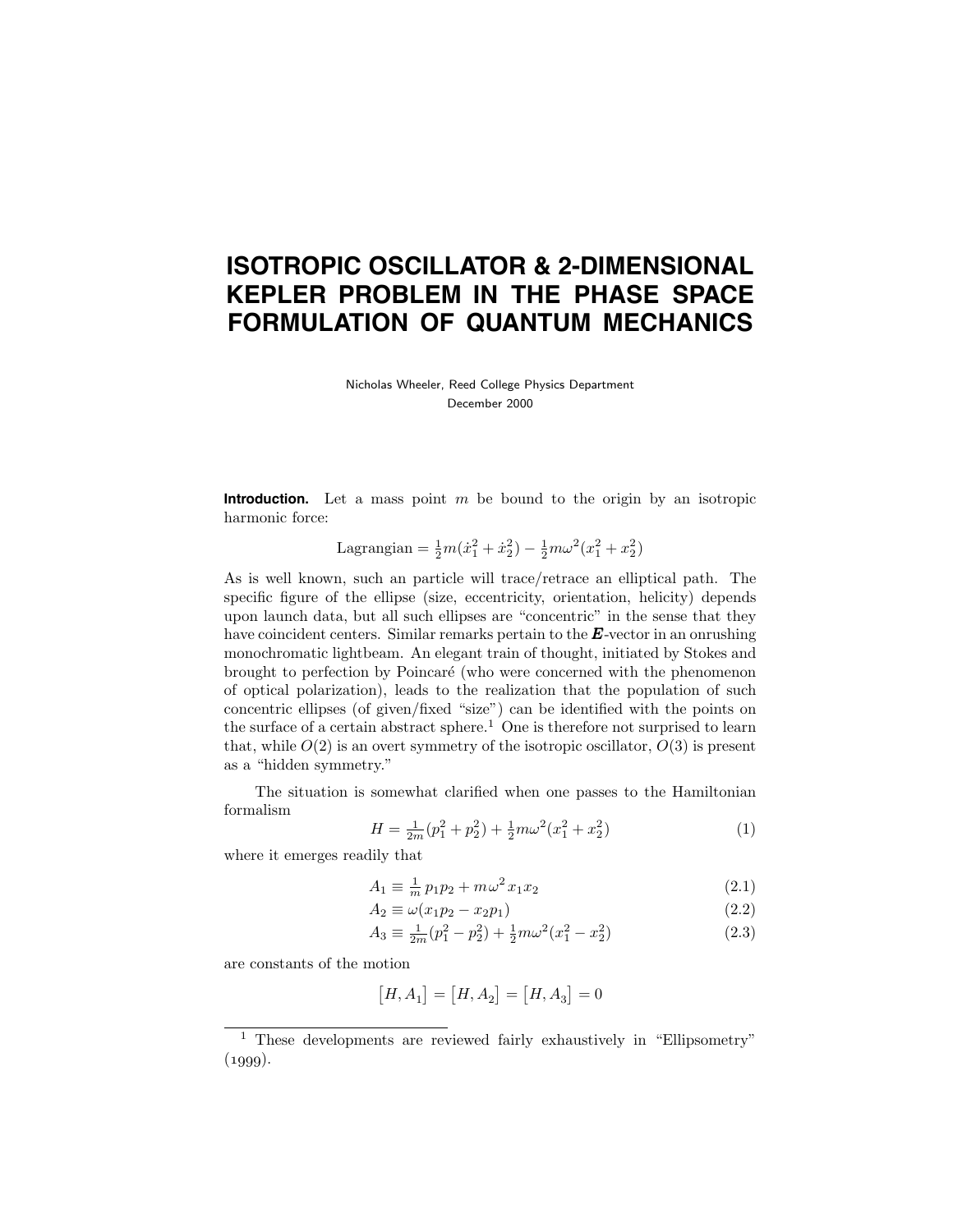# ISOTROPIC OSCILLATOR & 2-DIMENSIONAL KEPLER PROBLEM IN THE PHASE SPACE FORMULATION OF QUANTUM MECHANICS

Nicholas Wheeler, Reed College Physics Department
December 2000

**Introduction.** Let a mass point $m$ be bound to the origin by an isotropic harmonic force:

$$\text{Lagrangian} = \tfrac{1}{2}m(\dot{x}_1^2 + \dot{x}_2^2) - \tfrac{1}{2}m\omega^2(x_1^2 + x_2^2)$$

As is well known, such an particle will trace/retrace an elliptical path. The specific figure of the ellipse (size, eccentricity, orientation, helicity) depends upon launch data, but all such ellipses are "concentric" in the sense that they have coincident centers. Similar remarks pertain to the $\boldsymbol{E}$-vector in an onrushing monochromatic lightbeam. An elegant train of thought, initiated by Stokes and brought to perfection by Poincaré (who were concerned with the phenomenon of optical polarization), leads to the realization that the population of such concentric ellipses (of given/fixed "size") can be identified with the points on the surface of a certain abstract sphere.[1] One is therefore not surprised to learn that, while $O(2)$ is an overt symmetry of the isotropic oscillator, $O(3)$ is present as a "hidden symmetry."

The situation is somewhat clarified when one passes to the Hamiltonian formalism

$$H = \tfrac{1}{2m}(p_1^2 + p_2^2) + \tfrac{1}{2}m\omega^2(x_1^2 + x_2^2) \tag{1}$$

where it emerges readily that

$$A_1 \equiv \tfrac{1}{m}\,p_1 p_2 + m\omega^2 x_1 x_2 \tag{2.1}$$

$$A_2 \equiv \omega(x_1 p_2 - x_2 p_1) \tag{2.2}$$

$$A_3 \equiv \tfrac{1}{2m}(p_1^2 - p_2^2) + \tfrac{1}{2}m\omega^2(x_1^2 - x_2^2) \tag{2.3}$$

are constants of the motion

$$\big[H, A_1\big] = \big[H, A_2\big] = \big[H, A_3\big] = 0$$

[1] These developments are reviewed fairly exhaustively in "Ellipsometry" (1999).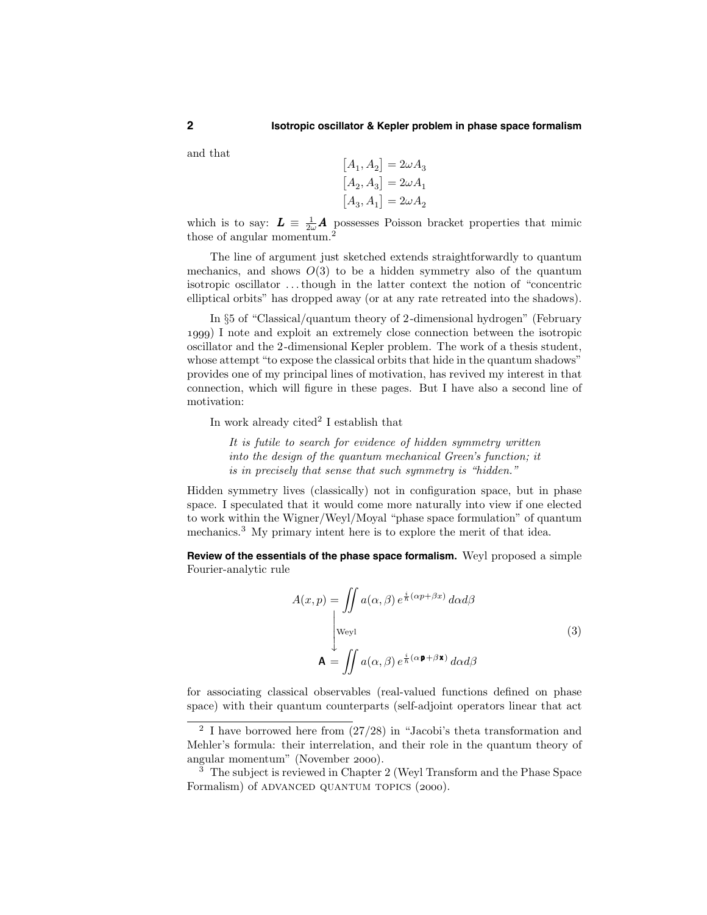and that

$$
\begin{aligned}
[A_1, A_2] &= 2\omega A_3 \\
[A_2, A_3] &= 2\omega A_1 \\
[A_3, A_1] &= 2\omega A_2
\end{aligned}
$$

which is to say: $\boldsymbol{L} \equiv \frac{1}{2\omega}\boldsymbol{A}$ possesses Poisson bracket properties that mimic those of angular momentum.[2]

The line of argument just sketched extends straightforwardly to quantum mechanics, and shows $O(3)$ to be a hidden symmetry also of the quantum isotropic oscillator ... though in the latter context the notion of "concentric elliptical orbits" has dropped away (or at any rate retreated into the shadows).

In §5 of "Classical/quantum theory of 2-dimensional hydrogen" (February 1999) I note and exploit an extremely close connection between the isotropic oscillator and the 2-dimensional Kepler problem. The work of a thesis student, whose attempt "to expose the classical orbits that hide in the quantum shadows" provides one of my principal lines of motivation, has revived my interest in that connection, which will figure in these pages. But I have also a second line of motivation:

In work already cited[2] I establish that

> *It is futile to search for evidence of hidden symmetry written into the design of the quantum mechanical Green's function; it is in precisely that sense that such symmetry is "hidden."*

Hidden symmetry lives (classically) not in configuration space, but in phase space. I speculated that it would come more naturally into view if one elected to work within the Wigner/Weyl/Moyal "phase space formulation" of quantum mechanics.[3] My primary intent here is to explore the merit of that idea.

**Review of the essentials of the phase space formalism.** Weyl proposed a simple Fourier-analytic rule

$$
\begin{aligned}
A(x,p) &= \iint a(\alpha,\beta)\, e^{\frac{i}{\hbar}(\alpha p + \beta x)}\, d\alpha d\beta \\
&\quad\Big\downarrow \text{Weyl} \\
\mathsf{A} &= \iint a(\alpha,\beta)\, e^{\frac{i}{\hbar}(\alpha \mathbf{p} + \beta \mathbf{x})}\, d\alpha d\beta
\end{aligned}
\tag{3}
$$

for associating classical observables (real-valued functions defined on phase space) with their quantum counterparts (self-adjoint operators linear that act

---

[2] I have borrowed here from (27/28) in "Jacobi's theta transformation and Mehler's formula: their interrelation, and their role in the quantum theory of angular momentum" (November 2000).

[3] The subject is reviewed in Chapter 2 (Weyl Transform and the Phase Space Formalism) of ADVANCED QUANTUM TOPICS (2000).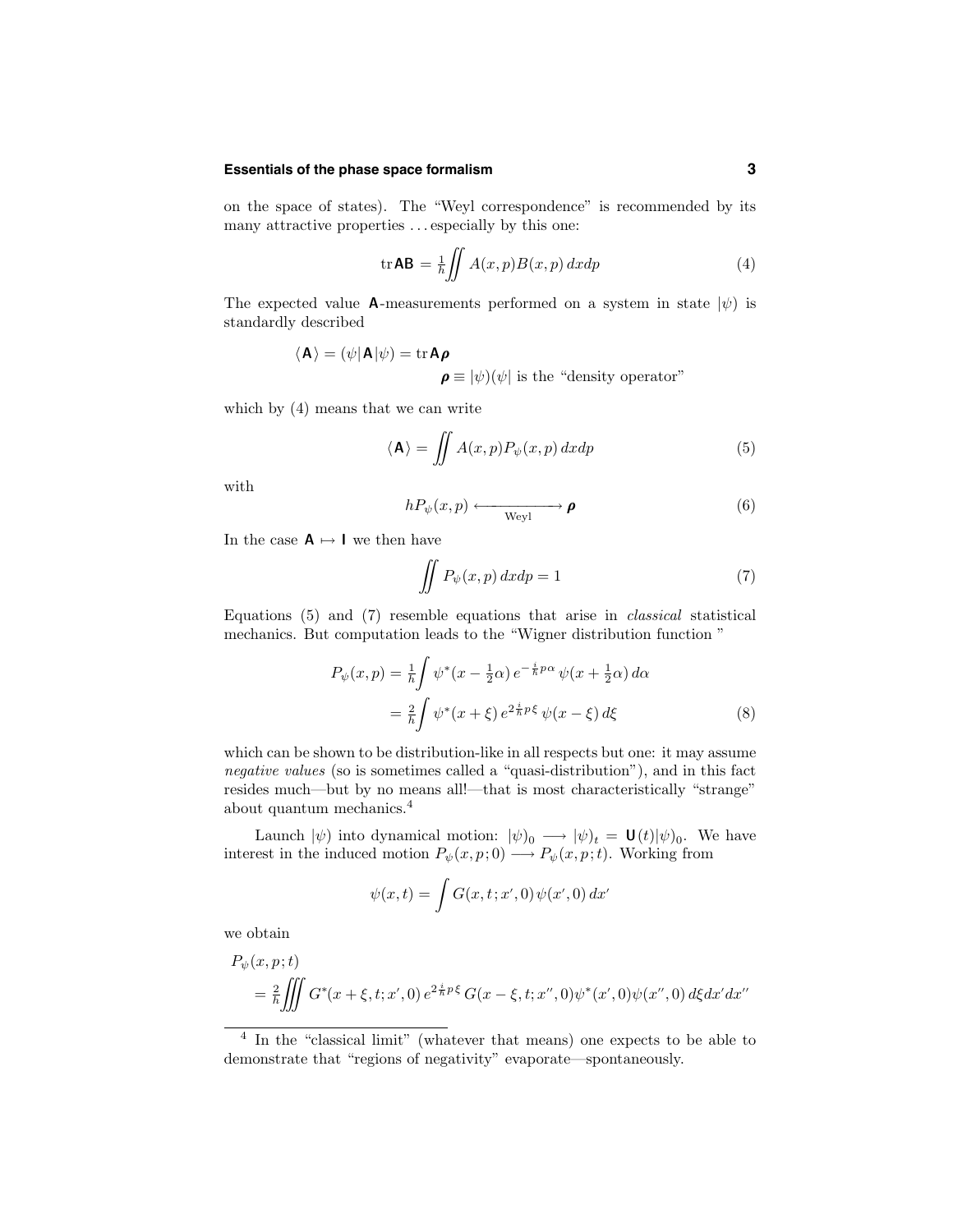on the space of states). The "Weyl correspondence" is recommended by its many attractive properties . . . especially by this one:

$$\mathrm{tr}\,\mathbf{AB} = \tfrac{1}{h}\iint A(x,p)B(x,p)\,dxdp \tag{4}$$

The expected value $\mathbf{A}$-measurements performed on a system in state $|\psi)$ is standardly described

$$\langle \mathbf{A}\rangle = (\psi|\mathbf{A}|\psi) = \mathrm{tr}\,\mathbf{A}\boldsymbol{\rho}$$

$$\boldsymbol{\rho} \equiv |\psi)(\psi| \text{ is the "density operator"}$$

which by (4) means that we can write

$$\langle \mathbf{A}\rangle = \iint A(x,p)P_\psi(x,p)\,dxdp \tag{5}$$

with

$$hP_\psi(x,p) \xleftrightarrow[\text{Weyl}]{} \boldsymbol{\rho} \tag{6}$$

In the case $\mathbf{A} \mapsto \mathbf{I}$ we then have

$$\iint P_\psi(x,p)\,dxdp = 1 \tag{7}$$

Equations (5) and (7) resemble equations that arise in *classical* statistical mechanics. But computation leads to the "Wigner distribution function "

$$\begin{aligned} P_\psi(x,p) &= \tfrac{1}{h}\int \psi^*(x-\tfrac{1}{2}\alpha)\,e^{-\frac{i}{\hbar}p\alpha}\,\psi(x+\tfrac{1}{2}\alpha)\,d\alpha \\ &= \tfrac{2}{h}\int \psi^*(x+\xi)\,e^{2\frac{i}{\hbar}p\xi}\,\psi(x-\xi)\,d\xi \end{aligned} \tag{8}$$

which can be shown to be distribution-like in all respects but one: it may assume *negative values* (so is sometimes called a "quasi-distribution"), and in this fact resides much—but by no means all!—that is most characteristically "strange" about quantum mechanics.[4]

Launch $|\psi)$ into dynamical motion: $|\psi)_0 \longrightarrow |\psi)_t = \mathbf{U}(t)|\psi)_0$. We have interest in the induced motion $P_\psi(x,p;0) \longrightarrow P_\psi(x,p;t)$. Working from

$$\psi(x,t) = \int G(x,t;x',0)\,\psi(x',0)\,dx'$$

we obtain

$$\begin{aligned} &P_\psi(x,p;t) \\ &\quad = \tfrac{2}{h}\iiint G^*(x+\xi,t;x',0)\,e^{2\frac{i}{\hbar}p\xi}\,G(x-\xi,t;x'',0)\psi^*(x',0)\psi(x'',0)\,d\xi dx'dx'' \end{aligned}$$

---

[4] In the "classical limit" (whatever that means) one expects to be able to demonstrate that "regions of negativity" evaporate—spontaneously.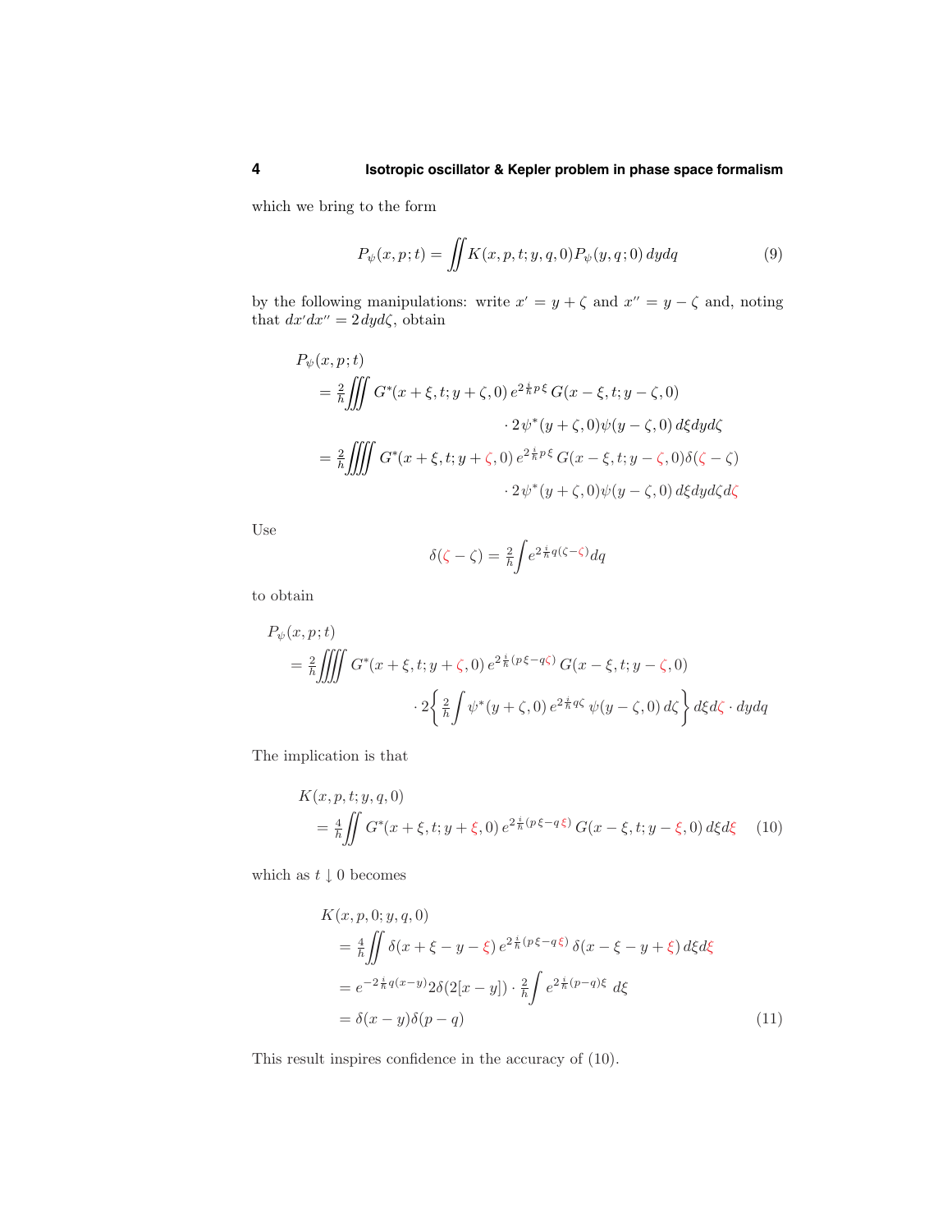which we bring to the form

$$P_\psi(x,p;t) = \iint K(x,p,t;y,q,0)P_\psi(y,q;0)\,dydq \tag{9}$$

by the following manipulations: write $x' = y+\zeta$ and $x'' = y-\zeta$ and, noting that $dx'dx'' = 2\,dyd\zeta$, obtain

$$\begin{aligned}
&P_\psi(x,p;t)\\
&\quad= \tfrac{2}{h}\iiint G^*(x+\xi,t;y+\zeta,0)\,e^{2\frac{i}{\hbar}p\,\xi}\,G(x-\xi,t;y-\zeta,0)\\
&\qquad\qquad\qquad\qquad\cdot 2\,\psi^*(y+\zeta,0)\psi(y-\zeta,0)\,d\xi dy d\zeta\\
&\quad= \tfrac{2}{h}\iiiint G^*(x+\xi,t;y+\zeta,0)\,e^{2\frac{i}{\hbar}p\,\xi}\,G(x-\xi,t;y-\zeta,0)\delta(\zeta-\zeta)\\
&\qquad\qquad\qquad\qquad\cdot 2\,\psi^*(y+\zeta,0)\psi(y-\zeta,0)\,d\xi dy d\zeta d\zeta
\end{aligned}$$

Use

$$\delta(\zeta-\zeta) = \tfrac{2}{h}\int e^{2\frac{i}{\hbar}q(\zeta-\zeta)}dq$$

to obtain

$$\begin{aligned}
&P_\psi(x,p;t)\\
&\quad= \tfrac{2}{h}\iiiint G^*(x+\xi,t;y+\zeta,0)\,e^{2\frac{i}{\hbar}(p\,\xi-q\zeta)}\,G(x-\xi,t;y-\zeta,0)\\
&\qquad\qquad\qquad\cdot 2\left\{\tfrac{2}{h}\int \psi^*(y+\zeta,0)\,e^{2\frac{i}{\hbar}q\zeta}\,\psi(y-\zeta,0)\,d\zeta\right\}d\xi d\zeta\cdot dydq
\end{aligned}$$

The implication is that

$$\begin{aligned}
&K(x,p,t;y,q,0)\\
&\quad= \tfrac{4}{h}\iint G^*(x+\xi,t;y+\xi,0)\,e^{2\frac{i}{\hbar}(p\,\xi-q\,\xi)}\,G(x-\xi,t;y-\xi,0)\,d\xi d\xi
\end{aligned} \tag{10}$$

which as $t\downarrow 0$ becomes

$$\begin{aligned}
&K(x,p,0;y,q,0)\\
&\quad= \tfrac{4}{h}\iint \delta(x+\xi-y-\xi)\,e^{2\frac{i}{\hbar}(p\,\xi-q\,\xi)}\,\delta(x-\xi-y+\xi)\,d\xi d\xi\\
&\quad= e^{-2\frac{i}{\hbar}q(x-y)}2\delta(2[x-y])\cdot\tfrac{2}{h}\int e^{2\frac{i}{\hbar}(p-q)\xi}\,d\xi\\
&\quad= \delta(x-y)\delta(p-q)
\end{aligned} \tag{11}$$

This result inspires confidence in the accuracy of (10).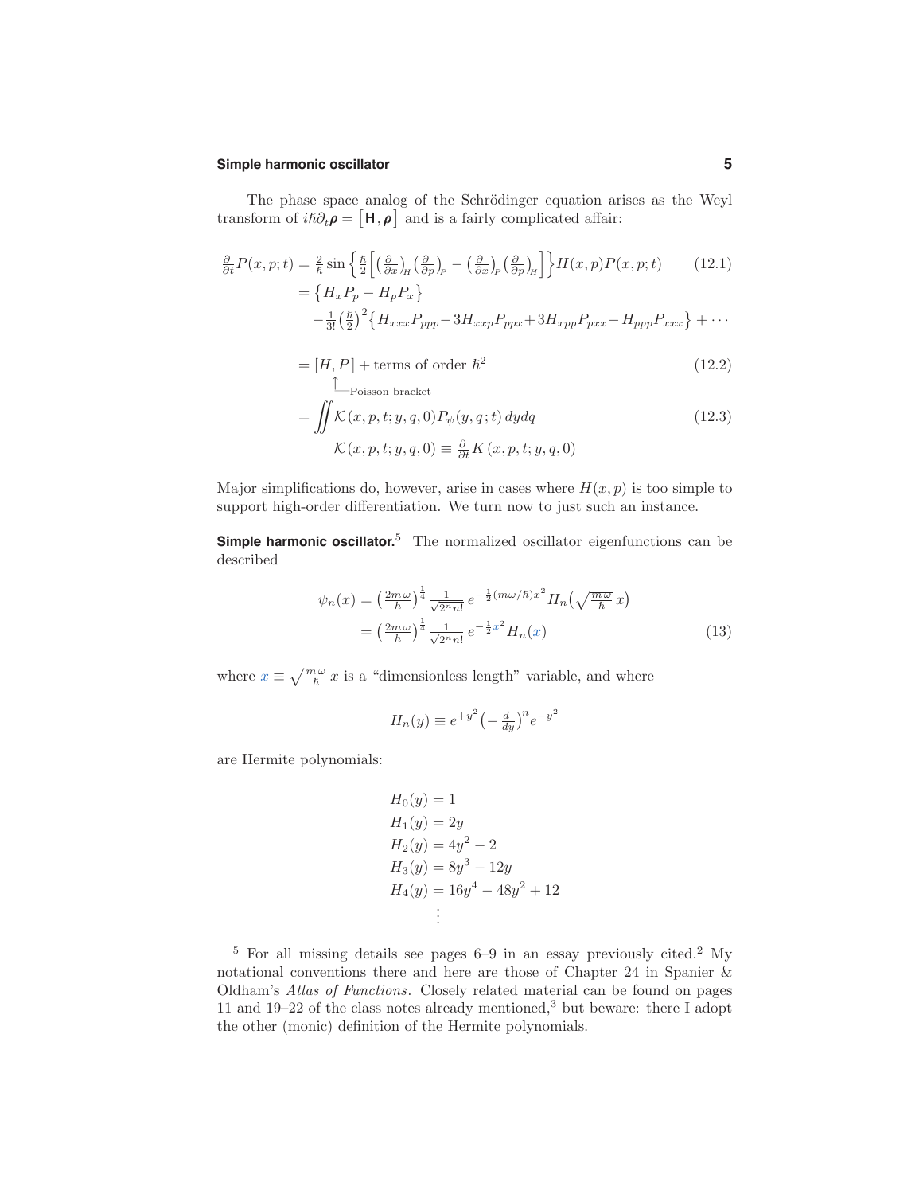The phase space analog of the Schrödinger equation arises as the Weyl transform of $i\hbar\partial_t \boldsymbol{\rho} = \big[\mathbf{H}, \boldsymbol{\rho}\big]$ and is a fairly complicated affair:

$$
\begin{aligned}
\tfrac{\partial}{\partial t}P(x,p;t) &= \tfrac{2}{\hbar}\sin\Big\{\tfrac{\hbar}{2}\Big[\big(\tfrac{\partial}{\partial x}\big)_H\big(\tfrac{\partial}{\partial p}\big)_P - \big(\tfrac{\partial}{\partial x}\big)_P\big(\tfrac{\partial}{\partial p}\big)_H\Big]\Big\}H(x,p)P(x,p;t) \qquad (12.1)\\
&= \big\{H_x P_p - H_p P_x\big\}\\
&\quad - \tfrac{1}{3!}\big(\tfrac{\hbar}{2}\big)^2\big\{H_{xxx}P_{ppp} - 3H_{xxp}P_{ppx} + 3H_{xpp}P_{pxx} - H_{ppp}P_{xxx}\big\} + \cdots\\
&= [H,P] + \text{terms of order } \hbar^2 \qquad (12.2)\\
&\quad\ \ \uparrow\text{Poisson bracket}\\
&= \iint \mathcal{K}(x,p,t;y,q,0)P_\psi(y,q;t)\,dydq \qquad (12.3)\\
&\qquad \mathcal{K}(x,p,t;y,q,0) \equiv \tfrac{\partial}{\partial t}K(x,p,t;y,q,0)
\end{aligned}
$$

Major simplifications do, however, arise in cases where $H(x,p)$ is too simple to support high-order differentiation. We turn now to just such an instance.

**Simple harmonic oscillator.**[5] The normalized oscillator eigenfunctions can be described

$$
\begin{aligned}
\psi_n(x) &= \big(\tfrac{2m\omega}{h}\big)^{\frac{1}{4}}\tfrac{1}{\sqrt{2^n n!}}\,e^{-\frac{1}{2}(m\omega/\hbar)x^2}H_n\big(\sqrt{\tfrac{m\omega}{\hbar}}\,x\big)\\
&= \big(\tfrac{2m\omega}{h}\big)^{\frac{1}{4}}\tfrac{1}{\sqrt{2^n n!}}\,e^{-\frac{1}{2}x^2}H_n(x) \qquad (13)
\end{aligned}
$$

where $x \equiv \sqrt{\frac{m\omega}{\hbar}}\,x$ is a "dimensionless length" variable, and where

$$
H_n(y) \equiv e^{+y^2}\big(-\tfrac{d}{dy}\big)^n e^{-y^2}
$$

are Hermite polynomials:

$$
\begin{aligned}
H_0(y) &= 1\\
H_1(y) &= 2y\\
H_2(y) &= 4y^2 - 2\\
H_3(y) &= 8y^3 - 12y\\
H_4(y) &= 16y^4 - 48y^2 + 12\\
&\ \vdots
\end{aligned}
$$

---

[5] For all missing details see pages 6–9 in an essay previously cited.[2] My notational conventions there and here are those of Chapter 24 in Spanier & Oldham's *Atlas of Functions*. Closely related material can be found on pages 11 and 19–22 of the class notes already mentioned,[3] but beware: there I adopt the other (monic) definition of the Hermite polynomials.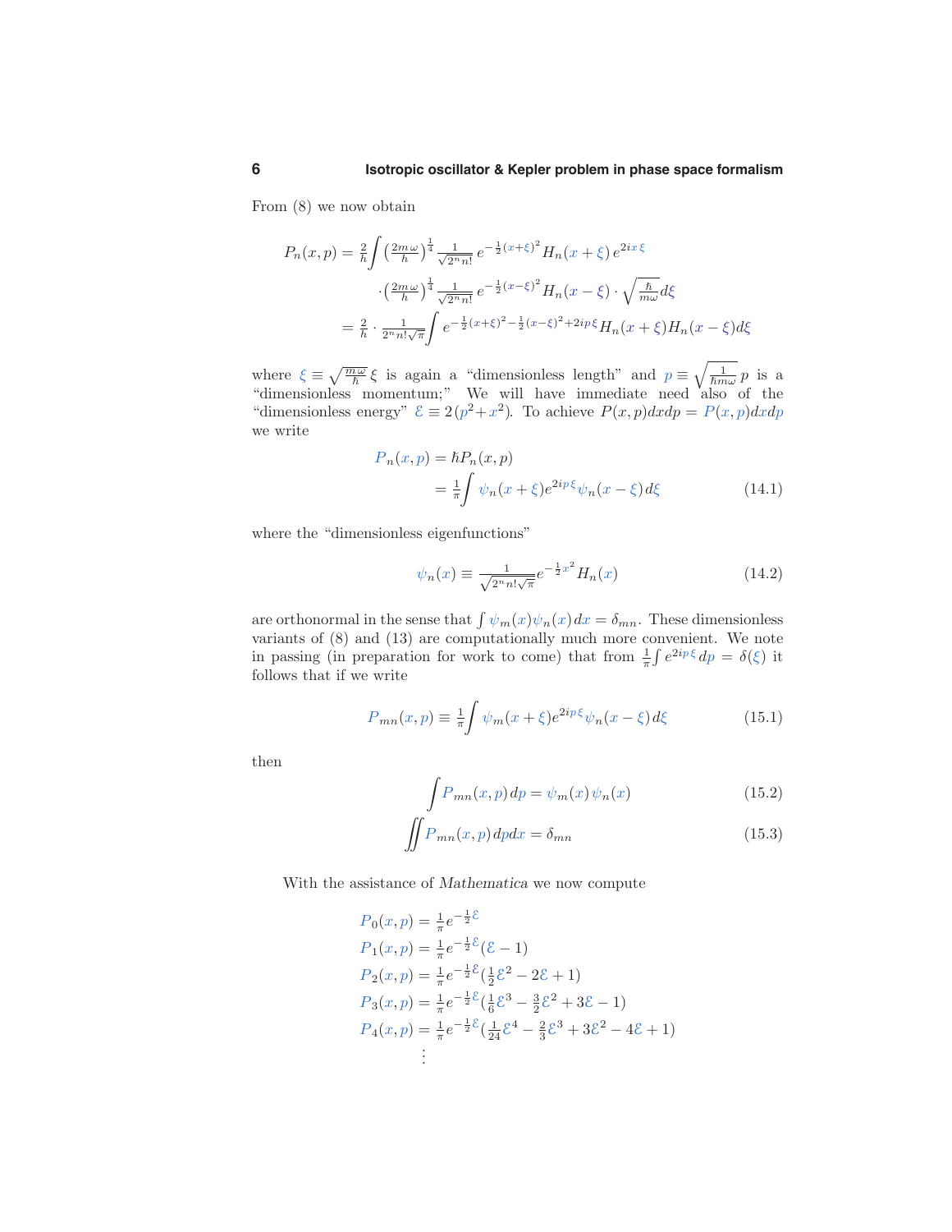From (8) we now obtain

$$
\begin{aligned}
P_n(x,p) &= \tfrac{2}{\hbar}\int \left(\tfrac{2m\,\omega}{h}\right)^{\frac{1}{4}} \tfrac{1}{\sqrt{2^n n!}}\, e^{-\frac{1}{2}(x+\xi)^2} H_n(x+\xi)\, e^{2ix\,\xi} \\
&\qquad \cdot \left(\tfrac{2m\,\omega}{h}\right)^{\frac{1}{4}} \tfrac{1}{\sqrt{2^n n!}}\, e^{-\frac{1}{2}(x-\xi)^2} H_n(x-\xi) \cdot \sqrt{\tfrac{\hbar}{m\omega}}\, d\xi \\
&= \tfrac{2}{h} \cdot \tfrac{1}{2^n n!\sqrt{\pi}} \int e^{-\frac{1}{2}(x+\xi)^2 - \frac{1}{2}(x-\xi)^2 + 2ip\,\xi} H_n(x+\xi) H_n(x-\xi)\, d\xi
\end{aligned}
$$

where $\xi \equiv \sqrt{\frac{m\,\omega}{\hbar}}\,\xi$ is again a "dimensionless length" and $p \equiv \sqrt{\frac{1}{\hbar m\omega}}\,p$ is a "dimensionless momentum;" We will have immediate need also of the "dimensionless energy" $\mathcal{E} \equiv 2(p^2 + x^2)$. To achieve $P(x,p)dxdp = P(x,p)dxdp$ we write

$$
\begin{aligned}
P_n(x,p) &= \hbar P_n(x,p) \\
&= \tfrac{1}{\pi}\int \psi_n(x+\xi) e^{2ip\,\xi} \psi_n(x-\xi)\, d\xi \qquad (14.1)
\end{aligned}
$$

where the "dimensionless eigenfunctions"

$$
\psi_n(x) \equiv \tfrac{1}{\sqrt{2^n n!\sqrt{\pi}}} e^{-\frac{1}{2}x^2} H_n(x) \qquad (14.2)
$$

are orthonormal in the sense that $\int \psi_m(x)\psi_n(x)\, dx = \delta_{mn}$. These dimensionless variants of (8) and (13) are computationally much more convenient. We note in passing (in preparation for work to come) that from $\frac{1}{\pi}\int e^{2ip\,\xi}\, dp = \delta(\xi)$ it follows that if we write

$$
P_{mn}(x,p) \equiv \tfrac{1}{\pi}\int \psi_m(x+\xi) e^{2ip\,\xi} \psi_n(x-\xi)\, d\xi \qquad (15.1)
$$

then

$$
\int P_{mn}(x,p)\, dp = \psi_m(x)\,\psi_n(x) \qquad (15.2)
$$

$$
\iint P_{mn}(x,p)\, dp dx = \delta_{mn} \qquad (15.3)
$$

With the assistance of *Mathematica* we now compute

$$
\begin{aligned}
P_0(x,p) &= \tfrac{1}{\pi} e^{-\frac{1}{2}\mathcal{E}} \\
P_1(x,p) &= \tfrac{1}{\pi} e^{-\frac{1}{2}\mathcal{E}} (\mathcal{E} - 1) \\
P_2(x,p) &= \tfrac{1}{\pi} e^{-\frac{1}{2}\mathcal{E}} (\tfrac{1}{2}\mathcal{E}^2 - 2\mathcal{E} + 1) \\
P_3(x,p) &= \tfrac{1}{\pi} e^{-\frac{1}{2}\mathcal{E}} (\tfrac{1}{6}\mathcal{E}^3 - \tfrac{3}{2}\mathcal{E}^2 + 3\mathcal{E} - 1) \\
P_4(x,p) &= \tfrac{1}{\pi} e^{-\frac{1}{2}\mathcal{E}} (\tfrac{1}{24}\mathcal{E}^4 - \tfrac{2}{3}\mathcal{E}^3 + 3\mathcal{E}^2 - 4\mathcal{E} + 1) \\
&\;\;\vdots
\end{aligned}
$$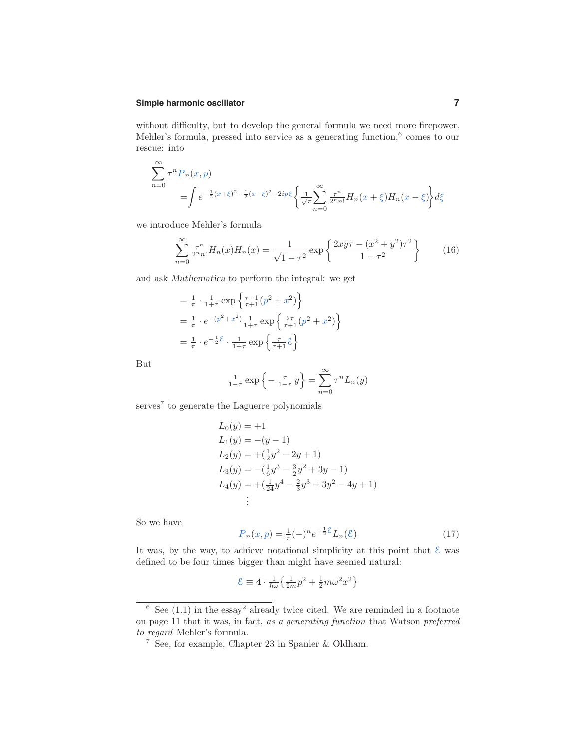without difficulty, but to develop the general formula we need more firepower. Mehler's formula, pressed into service as a generating function,[6] comes to our rescue: into

$$
\begin{aligned}
\sum_{n=0}^{\infty} \tau^n P_n(x,p) \\
&= \int e^{-\frac{1}{2}(x+\xi)^2-\frac{1}{2}(x-\xi)^2+2ip\,\xi} \left\{ \tfrac{1}{\sqrt{\pi}} \sum_{n=0}^{\infty} \tfrac{\tau^n}{2^n n!} H_n(x+\xi) H_n(x-\xi) \right\} d\xi
\end{aligned}
$$

we introduce Mehler's formula

$$
\sum_{n=0}^{\infty} \tfrac{\tau^n}{2^n n!} H_n(x) H_n(x) = \frac{1}{\sqrt{1-\tau^2}} \exp\left\{ \frac{2xy\tau - (x^2+y^2)\tau^2}{1-\tau^2} \right\} \tag{16}
$$

and ask *Mathematica* to perform the integral: we get

$$
\begin{aligned}
&= \tfrac{1}{\pi} \cdot \tfrac{1}{1+\tau} \exp\left\{ \tfrac{\tau-1}{\tau+1}(p^2+x^2) \right\} \\
&= \tfrac{1}{\pi} \cdot e^{-(p^2+x^2)} \tfrac{1}{1+\tau} \exp\left\{ \tfrac{2\tau}{\tau+1}(p^2+x^2) \right\} \\
&= \tfrac{1}{\pi} \cdot e^{-\frac{1}{2}\mathcal{E}} \cdot \tfrac{1}{1+\tau} \exp\left\{ \tfrac{\tau}{\tau+1}\mathcal{E} \right\}
\end{aligned}
$$

But

$$
\tfrac{1}{1-\tau} \exp\left\{ -\tfrac{\tau}{1-\tau}\, y \right\} = \sum_{n=0}^{\infty} \tau^n L_n(y)
$$

serves[7] to generate the Laguerre polynomials

$$
\begin{aligned}
L_0(y) &= +1 \\
L_1(y) &= -(y-1) \\
L_2(y) &= +(\tfrac{1}{2}y^2 - 2y + 1) \\
L_3(y) &= -(\tfrac{1}{6}y^3 - \tfrac{3}{2}y^2 + 3y - 1) \\
L_4(y) &= +(\tfrac{1}{24}y^4 - \tfrac{2}{3}y^3 + 3y^2 - 4y + 1) \\
&\;\;\vdots
\end{aligned}
$$

So we have

$$
P_n(x,p) = \tfrac{1}{\pi}(-)^n e^{-\frac{1}{2}\mathcal{E}} L_n(\mathcal{E}) \tag{17}
$$

It was, by the way, to achieve notational simplicity at this point that $\mathcal{E}$ was defined to be four times bigger than might have seemed natural:

$$
\mathcal{E} \equiv \mathbf{4} \cdot \tfrac{1}{\hbar\omega} \left\{ \tfrac{1}{2m}p^2 + \tfrac{1}{2}m\omega^2 x^2 \right\}
$$

---

[6] See (1.1) in the essay[2] already twice cited. We are reminded in a footnote on page 11 that it was, in fact, *as a generating function* that Watson *preferred to regard* Mehler's formula.

[7] See, for example, Chapter 23 in Spanier & Oldham.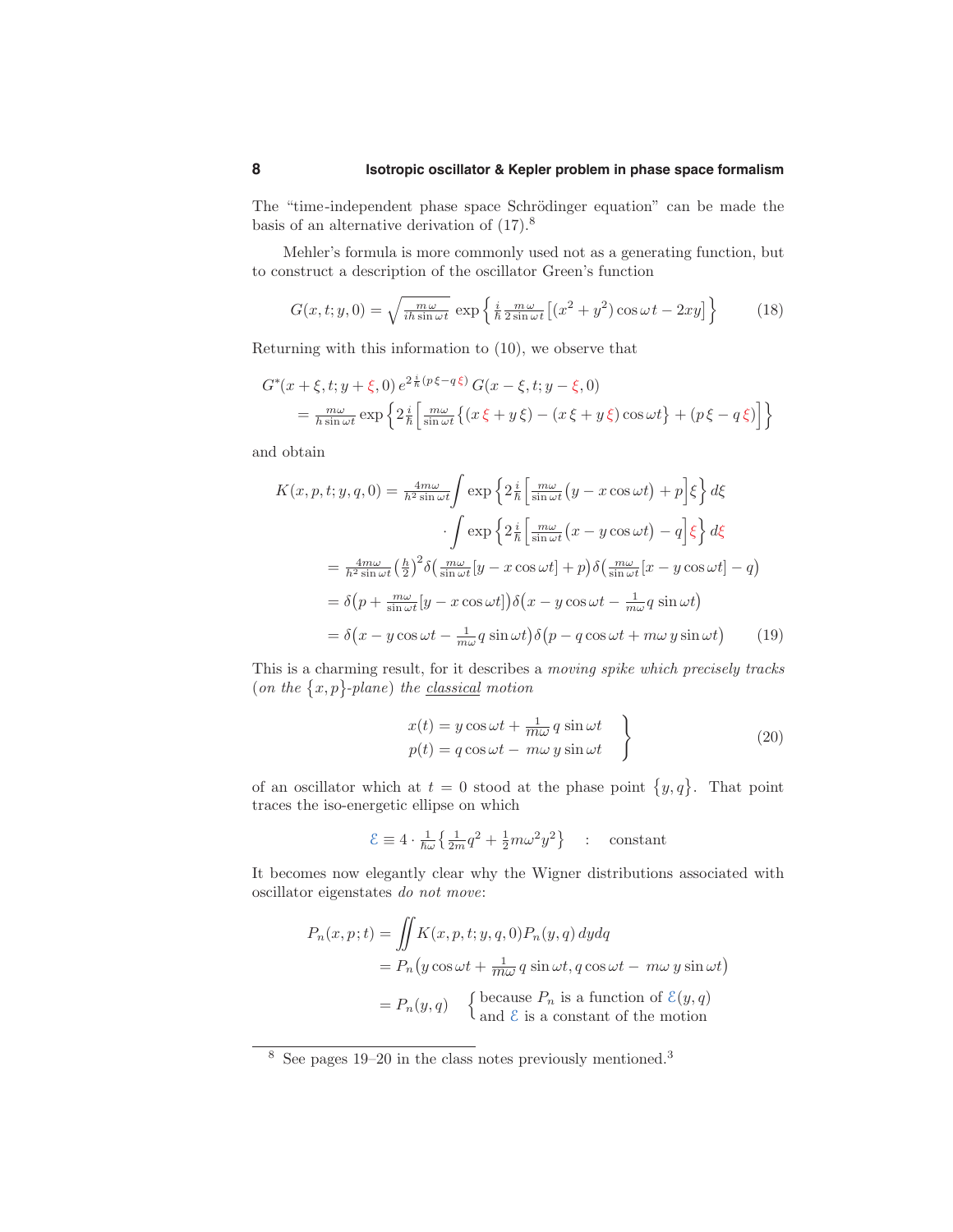The "time-independent phase space Schrödinger equation" can be made the basis of an alternative derivation of (17).[8]

Mehler's formula is more commonly used not as a generating function, but to construct a description of the oscillator Green's function

$$G(x,t;y,0) = \sqrt{\tfrac{m\,\omega}{ih\sin\omega t}}\,\exp\Big\{\tfrac{i}{\hbar}\tfrac{m\,\omega}{2\sin\omega t}\big[(x^2+y^2)\cos\omega t - 2xy\big]\Big\} \tag{18}$$

Returning with this information to (10), we observe that

$$\begin{aligned}
&G^*(x+\xi,t;y+\xi,0)\,e^{2\frac{i}{\hbar}(p\,\xi-q\,\xi)}\,G(x-\xi,t;y-\xi,0)\\
&\quad= \tfrac{m\omega}{h\sin\omega t}\exp\Big\{2\tfrac{i}{\hbar}\Big[\tfrac{m\omega}{\sin\omega t}\big\{(x\,\xi+y\,\xi)-(x\,\xi+y\,\xi)\cos\omega t\big\}+(p\,\xi-q\,\xi)\Big]\Big\}
\end{aligned}$$

and obtain

$$\begin{aligned}
K(x,p,t;y,q,0) &= \tfrac{4m\omega}{h^2\sin\omega t}\int\exp\Big\{2\tfrac{i}{\hbar}\Big[\tfrac{m\omega}{\sin\omega t}\big(y-x\cos\omega t\big)+p\Big]\xi\Big\}\,d\xi\\
&\qquad\cdot\int\exp\Big\{2\tfrac{i}{\hbar}\Big[\tfrac{m\omega}{\sin\omega t}\big(x-y\cos\omega t\big)-q\Big]\xi\Big\}\,d\xi\\
&= \tfrac{4m\omega}{h^2\sin\omega t}\big(\tfrac{h}{2}\big)^2\delta\big(\tfrac{m\omega}{\sin\omega t}[y-x\cos\omega t]+p\big)\,\delta\big(\tfrac{m\omega}{\sin\omega t}[x-y\cos\omega t]-q\big)\\
&= \delta\big(p+\tfrac{m\omega}{\sin\omega t}[y-x\cos\omega t]\big)\,\delta\big(x-y\cos\omega t-\tfrac{1}{m\omega}q\,\sin\omega t\big)\\
&= \delta\big(x-y\cos\omega t-\tfrac{1}{m\omega}q\,\sin\omega t\big)\,\delta\big(p-q\cos\omega t+m\omega\,y\sin\omega t\big)
\end{aligned} \tag{19}$$

This is a charming result, for it describes a *moving spike which precisely tracks* (*on the* $\{x,p\}$-*plane*) *the* <u>classical</u> *motion*

$$\left.\begin{aligned}
x(t) &= y\cos\omega t+\tfrac{1}{m\omega}\,q\,\sin\omega t\\
p(t) &= q\cos\omega t-\,m\omega\,y\sin\omega t
\end{aligned}\right\} \tag{20}$$

of an oscillator which at $t=0$ stood at the phase point $\{y,q\}$. That point traces the iso-energetic ellipse on which

$$\mathcal{E}\equiv 4\cdot\tfrac{1}{\hbar\omega}\big\{\tfrac{1}{2m}q^2+\tfrac{1}{2}m\omega^2y^2\big\}\quad:\quad\text{constant}$$

It becomes now elegantly clear why the Wigner distributions associated with oscillator eigenstates *do not move*:

$$\begin{aligned}
P_n(x,p;t) &= \iint K(x,p,t;y,q,0)P_n(y,q)\,dydq\\
&= P_n\big(y\cos\omega t+\tfrac{1}{m\omega}\,q\,\sin\omega t,\,q\cos\omega t-\,m\omega\,y\sin\omega t\big)\\
&= P_n(y,q)\quad\begin{cases}\text{because } P_n \text{ is a function of } \mathcal{E}(y,q)\\ \text{and } \mathcal{E} \text{ is a constant of the motion}\end{cases}
\end{aligned}$$

---

[8] See pages 19–20 in the class notes previously mentioned.[3]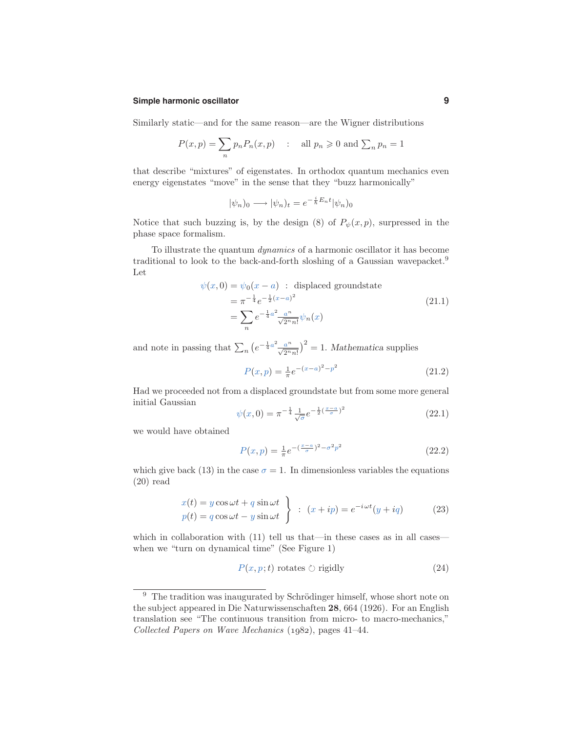Similarly static—and for the same reason—are the Wigner distributions

$$P(x,p) = \sum_n p_n P_n(x,p) \quad : \quad \text{all } p_n \geqslant 0 \text{ and } \textstyle\sum_n p_n = 1$$

that describe "mixtures" of eigenstates. In orthodox quantum mechanics even energy eigenstates "move" in the sense that they "buzz harmonically"

$$|\psi_n)_0 \longrightarrow |\psi_n)_t = e^{-\frac{i}{\hbar}E_n t}|\psi_n)_0$$

Notice that such buzzing is, by the design (8) of $P_\psi(x,p)$, surpressed in the phase space formalism.

To illustrate the quantum *dynamics* of a harmonic oscillator it has become traditional to look to the back-and-forth sloshing of a Gaussian wavepacket.[9] Let

$$\begin{aligned}
\psi(x,0) &= \psi_0(x-a) \;\;:\;\; \text{displaced groundstate}\\
&= \pi^{-\frac{1}{4}} e^{-\frac{1}{2}(x-a)^2}\\
&= \sum_n e^{-\frac{1}{4}a^2}\tfrac{a^n}{\sqrt{2^n n!}}\psi_n(x)
\end{aligned} \tag{21.1}$$

and note in passing that $\sum_n \big(e^{-\frac{1}{4}a^2}\frac{a^n}{\sqrt{2^n n!}}\big)^2 = 1$. *Mathematica* supplies

$$P(x,p) = \tfrac{1}{\pi}e^{-(x-a)^2-p^2} \tag{21.2}$$

Had we proceeded not from a displaced groundstate but from some more general initial Gaussian

$$\psi(x,0) = \pi^{-\frac{1}{4}}\tfrac{1}{\sqrt{\sigma}}e^{-\frac{1}{2}(\frac{x-a}{\sigma})^2} \tag{22.1}$$

we would have obtained

$$P(x,p) = \tfrac{1}{\pi}e^{-(\frac{x-a}{\sigma})^2-\sigma^2p^2} \tag{22.2}$$

which give back (13) in the case $\sigma = 1$. In dimensionless variables the equations (20) read

$$\left.\begin{aligned}
x(t) &= y\cos\omega t + q\sin\omega t\\
p(t) &= q\cos\omega t - y\sin\omega t
\end{aligned}\right\} \;:\; (x+ip) = e^{-i\omega t}(y+iq) \tag{23}$$

which in collaboration with (11) tell us that—in these cases as in all cases—when we "turn on dynamical time" (See Figure 1)

$$P(x,p;t) \text{ rotates } \circlearrowleft \text{ rigidly} \tag{24}$$

---

[9] The tradition was inaugurated by Schrödinger himself, whose short note on the subject appeared in Die Naturwissenschaften **28**, 664 (1926). For an English translation see "The continuous transition from micro- to macro-mechanics," *Collected Papers on Wave Mechanics* (1982), pages 41–44.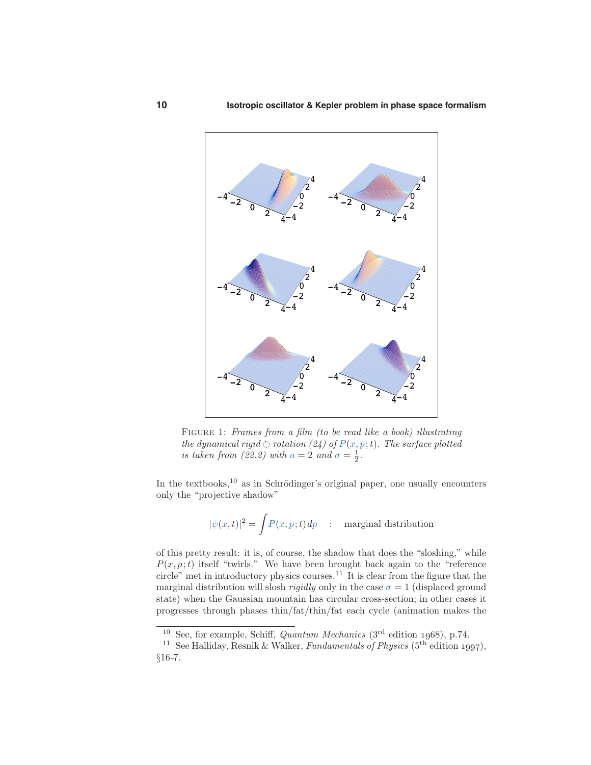FIGURE 1: *Frames from a film (to be read like a book) illustrating the dynamical rigid ↻ rotation (24) of $P(x,p;t)$. The surface plotted is taken from (22.2) with $a = 2$ and $\sigma = \frac{1}{2}$.*

In the textbooks,[10] as in Schrödinger's original paper, one usually encounters only the "projective shadow"

$$|\psi(x,t)|^2 = \int P(x,p;t)\,dp \quad : \quad \text{marginal distribution}$$

of this pretty result: it is, of course, the shadow that does the "sloshing," while $P(x,p;t)$ itself "twirls." We have been brought back again to the "reference circle" met in introductory physics courses.[11] It is clear from the figure that the marginal distribution will slosh *rigidly* only in the case $\sigma = 1$ (displaced ground state) when the Gaussian mountain has circular cross-section; in other cases it progresses through phases thin/fat/thin/fat each cycle (animation makes the

[10] See, for example, Schiff, *Quantum Mechanics* (3rd edition 1968), p.74.

[11] See Halliday, Resnik & Walker, *Fundamentals of Physics* (5th edition 1997), §16-7.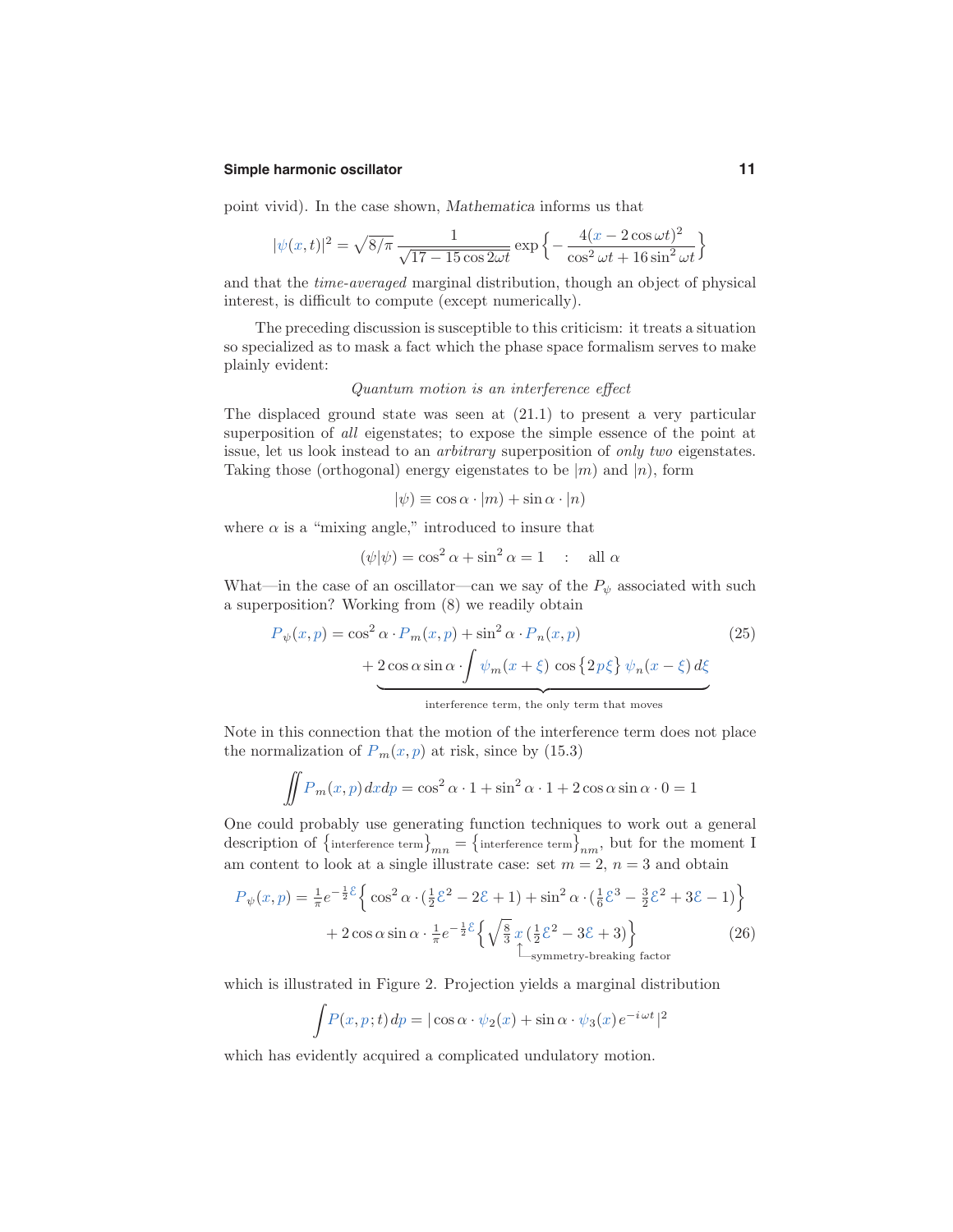point vivid). In the case shown, *Mathematica* informs us that

$$|\psi(x,t)|^2 = \sqrt{8/\pi}\,\frac{1}{\sqrt{17-15\cos 2\omega t}}\exp\Big\{-\frac{4(x-2\cos\omega t)^2}{\cos^2\omega t+16\sin^2\omega t}\Big\}$$

and that the *time-averaged* marginal distribution, though an object of physical interest, is difficult to compute (except numerically).

The preceding discussion is susceptible to this criticism: it treats a situation so specialized as to mask a fact which the phase space formalism serves to make plainly evident:

*Quantum motion is an interference effect*

The displaced ground state was seen at (21.1) to present a very particular superposition of *all* eigenstates; to expose the simple essence of the point at issue, let us look instead to an *arbitrary* superposition of *only two* eigenstates. Taking those (orthogonal) energy eigenstates to be $|m)$ and $|n)$, form

$$|\psi) \equiv \cos\alpha\cdot|m) + \sin\alpha\cdot|n)$$

where $\alpha$ is a "mixing angle," introduced to insure that

$$(\psi|\psi) = \cos^2\alpha + \sin^2\alpha = 1 \quad : \quad \text{all } \alpha$$

What—in the case of an oscillator—can we say of the $P_\psi$ associated with such a superposition? Working from (8) we readily obtain

$$P_\psi(x,p) = \cos^2\alpha\cdot P_m(x,p) + \sin^2\alpha\cdot P_n(x,p) \underbrace{+\,2\cos\alpha\sin\alpha\cdot\int\psi_m(x+\xi)\,\cos\big\{2p\xi\big\}\,\psi_n(x-\xi)\,d\xi}_{\text{interference term, the only term that moves}} \tag{25}$$

Note in this connection that the motion of the interference term does not place the normalization of $P_m(x,p)$ at risk, since by (15.3)

$$\iint P_m(x,p)\,dxdp = \cos^2\alpha\cdot 1 + \sin^2\alpha\cdot 1 + 2\cos\alpha\sin\alpha\cdot 0 = 1$$

One could probably use generating function techniques to work out a general description of $\big\{\text{interference term}\big\}_{mn} = \big\{\text{interference term}\big\}_{nm}$, but for the moment I am content to look at a single illustrate case: set $m=2$, $n=3$ and obtain

$$\begin{aligned} P_\psi(x,p) &= \tfrac{1}{\pi}e^{-\frac{1}{2}\mathcal{E}}\Big\{\cos^2\alpha\cdot(\tfrac{1}{2}\mathcal{E}^2 - 2\mathcal{E}+1) + \sin^2\alpha\cdot(\tfrac{1}{6}\mathcal{E}^3 - \tfrac{3}{2}\mathcal{E}^2 + 3\mathcal{E} - 1)\Big\} \\ &\quad + 2\cos\alpha\sin\alpha\cdot\tfrac{1}{\pi}e^{-\frac{1}{2}\mathcal{E}}\Big\{\sqrt{\tfrac{8}{3}}\,\underset{\uparrow\,\text{symmetry-breaking factor}}{x}\,(\tfrac{1}{2}\mathcal{E}^2 - 3\mathcal{E}+3)\Big\} \end{aligned} \tag{26}$$

which is illustrated in Figure 2. Projection yields a marginal distribution

$$\int P(x,p;t)\,dp = |\cos\alpha\cdot\psi_2(x) + \sin\alpha\cdot\psi_3(x)\,e^{-i\omega t}|^2$$

which has evidently acquired a complicated undulatory motion.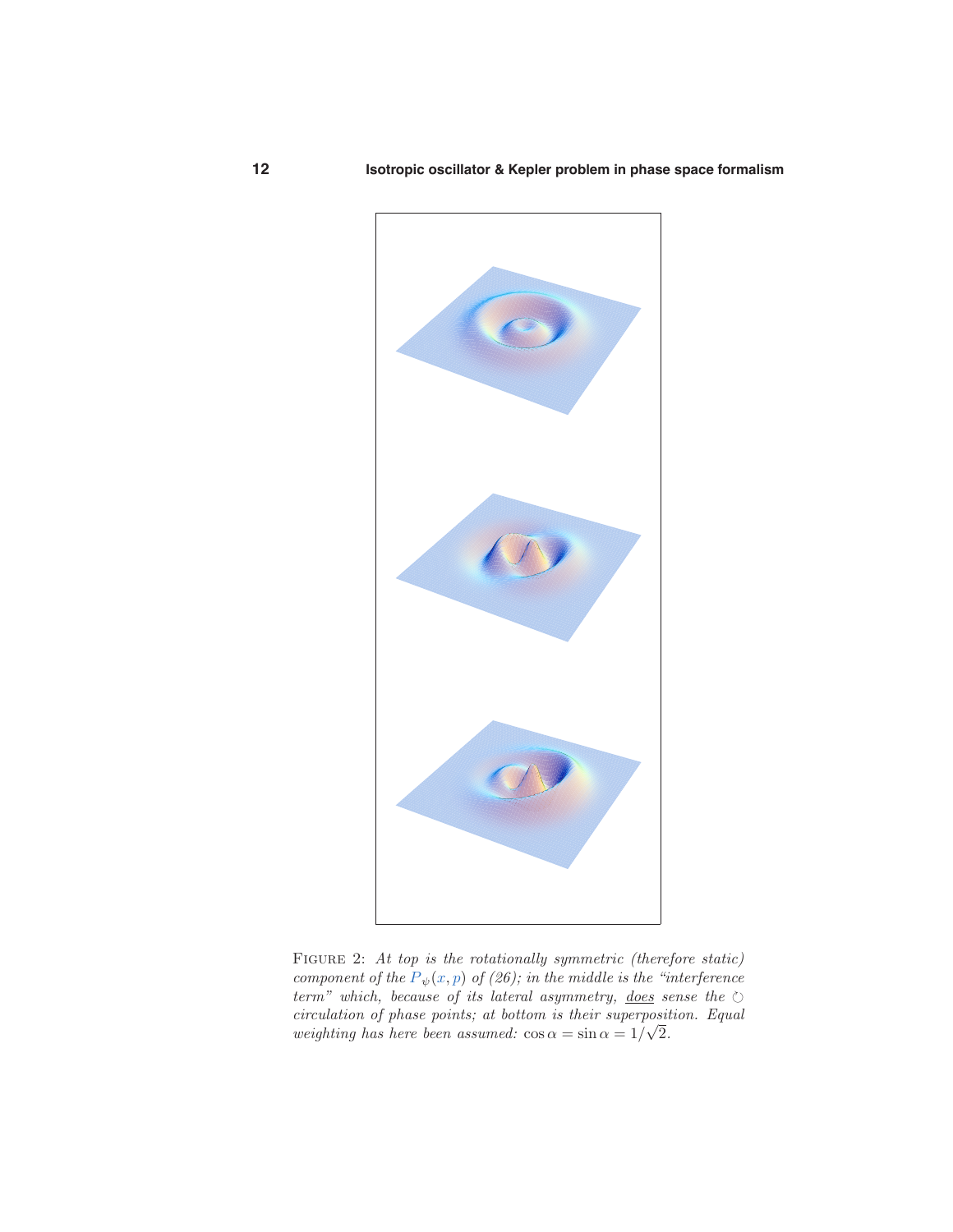FIGURE 2: *At top is the rotationally symmetric (therefore static) component of the $P_\psi(x, p)$ of (26); in the middle is the "interference term" which, because of its lateral asymmetry, <u>does</u> sense the ↻ circulation of phase points; at bottom is their superposition. Equal weighting has here been assumed: $\cos\alpha = \sin\alpha = 1/\sqrt{2}$.*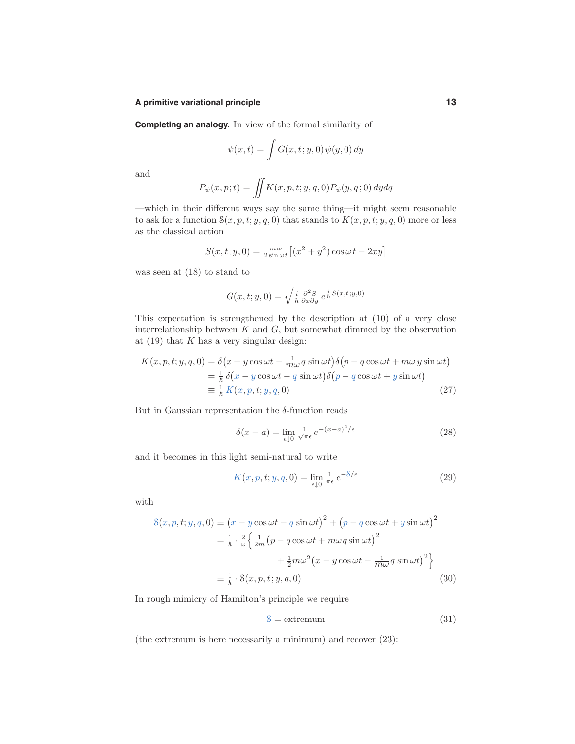**Completing an analogy.** In view of the formal similarity of

$$\psi(x,t) = \int G(x,t;y,0)\,\psi(y,0)\,dy$$

and

$$P_\psi(x,p;t) = \iint K(x,p,t;y,q,0)P_\psi(y,q;0)\,dydq$$

—which in their different ways say the same thing—it might seem reasonable to ask for a function $\mathcal{S}(x,p,t;y,q,0)$ that stands to $K(x,p,t;y,q,0)$ more or less as the classical action

$$S(x,t;y,0) = \tfrac{m\,\omega}{2\sin\omega t}\big[(x^2+y^2)\cos\omega t - 2xy\big]$$

was seen at (18) to stand to

$$G(x,t;y,0) = \sqrt{\tfrac{i}{\hbar}\tfrac{\partial^2 S}{\partial x \partial y}}\,e^{\frac{i}{\hbar}S(x,t;y,0)}$$

This expectation is strengthened by the description at (10) of a very close interrelationship between $K$ and $G$, but somewhat dimmed by the observation at (19) that $K$ has a very singular design:

$$\begin{aligned}
K(x,p,t;y,q,0) &= \delta\big(x - y\cos\omega t - \tfrac{1}{m\omega}q\sin\omega t\big)\delta\big(p - q\cos\omega t + m\omega\,y\sin\omega t\big)\\
&= \tfrac{1}{\hbar}\,\delta\big(x - y\cos\omega t - q\sin\omega t\big)\delta\big(p - q\cos\omega t + y\sin\omega t\big)\\
&\equiv \tfrac{1}{\hbar}\,K(x,p,t;y,q,0)
\end{aligned}\tag{27}$$

But in Gaussian representation the $\delta$-function reads

$$\delta(x-a) = \lim_{\epsilon\downarrow 0}\tfrac{1}{\sqrt{\pi\epsilon}}\,e^{-(x-a)^2/\epsilon}\tag{28}$$

and it becomes in this light semi-natural to write

$$K(x,p,t;y,q,0) = \lim_{\epsilon\downarrow 0}\tfrac{1}{\pi\epsilon}\,e^{-\mathcal{S}/\epsilon}\tag{29}$$

with

$$\begin{aligned}
\mathcal{S}(x,p,t;y,q,0) &\equiv \big(x - y\cos\omega t - q\sin\omega t\big)^2 + \big(p - q\cos\omega t + y\sin\omega t\big)^2\\
&= \tfrac{1}{\hbar}\cdot\tfrac{2}{\omega}\Big\{\tfrac{1}{2m}\big(p - q\cos\omega t + m\omega\,q\sin\omega t\big)^2\\
&\qquad\qquad + \tfrac{1}{2}m\omega^2\big(x - y\cos\omega t - \tfrac{1}{m\omega}q\sin\omega t\big)^2\Big\}\\
&\equiv \tfrac{1}{\hbar}\cdot\mathcal{S}(x,p,t;y,q,0)
\end{aligned}\tag{30}$$

In rough mimicry of Hamilton's principle we require

$$\mathcal{S} = \text{extremum}\tag{31}$$

(the extremum is here necessarily a minimum) and recover (23):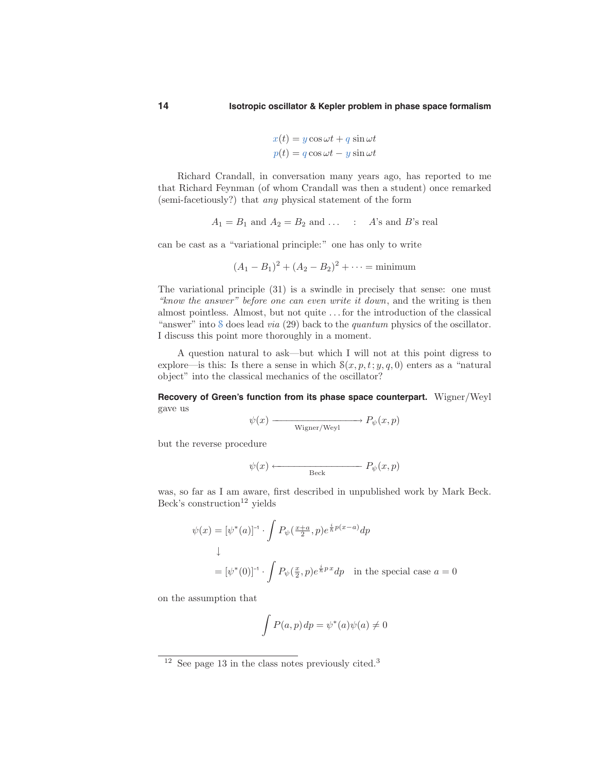$$
\begin{aligned}
x(t) &= y\cos\omega t + q\sin\omega t \\
p(t) &= q\cos\omega t - y\sin\omega t
\end{aligned}
$$

Richard Crandall, in conversation many years ago, has reported to me that Richard Feynman (of whom Crandall was then a student) once remarked (semi-facetiously?) that *any* physical statement of the form

$$
A_1 = B_1 \text{ and } A_2 = B_2 \text{ and } \ldots \quad : \quad A\text{'s and } B\text{'s real}
$$

can be cast as a "variational principle:" one has only to write

$$
(A_1 - B_1)^2 + (A_2 - B_2)^2 + \cdots = \text{minimum}
$$

The variational principle (31) is a swindle in precisely that sense: one must *"know the answer" before one can even write it down*, and the writing is then almost pointless. Almost, but not quite . . . for the introduction of the classical "answer" into $\mathcal{S}$ does lead *via* (29) back to the *quantum* physics of the oscillator. I discuss this point more thoroughly in a moment.

A question natural to ask—but which I will not at this point digress to explore—is this: Is there a sense in which $\mathcal{S}(x,p,t;y,q,0)$ enters as a "natural object" into the classical mechanics of the oscillator?

**Recovery of Green's function from its phase space counterpart.** Wigner/Weyl gave us

$$
\psi(x) \xrightarrow[\text{Wigner/Weyl}]{\hspace{3cm}} P_\psi(x,p)
$$

but the reverse procedure

$$
\psi(x) \xleftarrow[\text{Beck}]{\hspace{3cm}} P_\psi(x,p)
$$

was, so far as I am aware, first described in unpublished work by Mark Beck. Beck's construction[12] yields

$$
\begin{aligned}
\psi(x) &= [\psi^*(a)]^{-1} \cdot \int P_\psi\big(\tfrac{x+a}{2}, p\big) e^{\frac{i}{\hbar}p(x-a)}dp \\
&\downarrow \\
&= [\psi^*(0)]^{-1} \cdot \int P_\psi\big(\tfrac{x}{2}, p\big) e^{\frac{i}{\hbar}p\,x}dp \quad \text{in the special case } a = 0
\end{aligned}
$$

on the assumption that

$$
\int P(a,p)\,dp = \psi^*(a)\psi(a) \neq 0
$$

---

[12] See page 13 in the class notes previously cited.[3]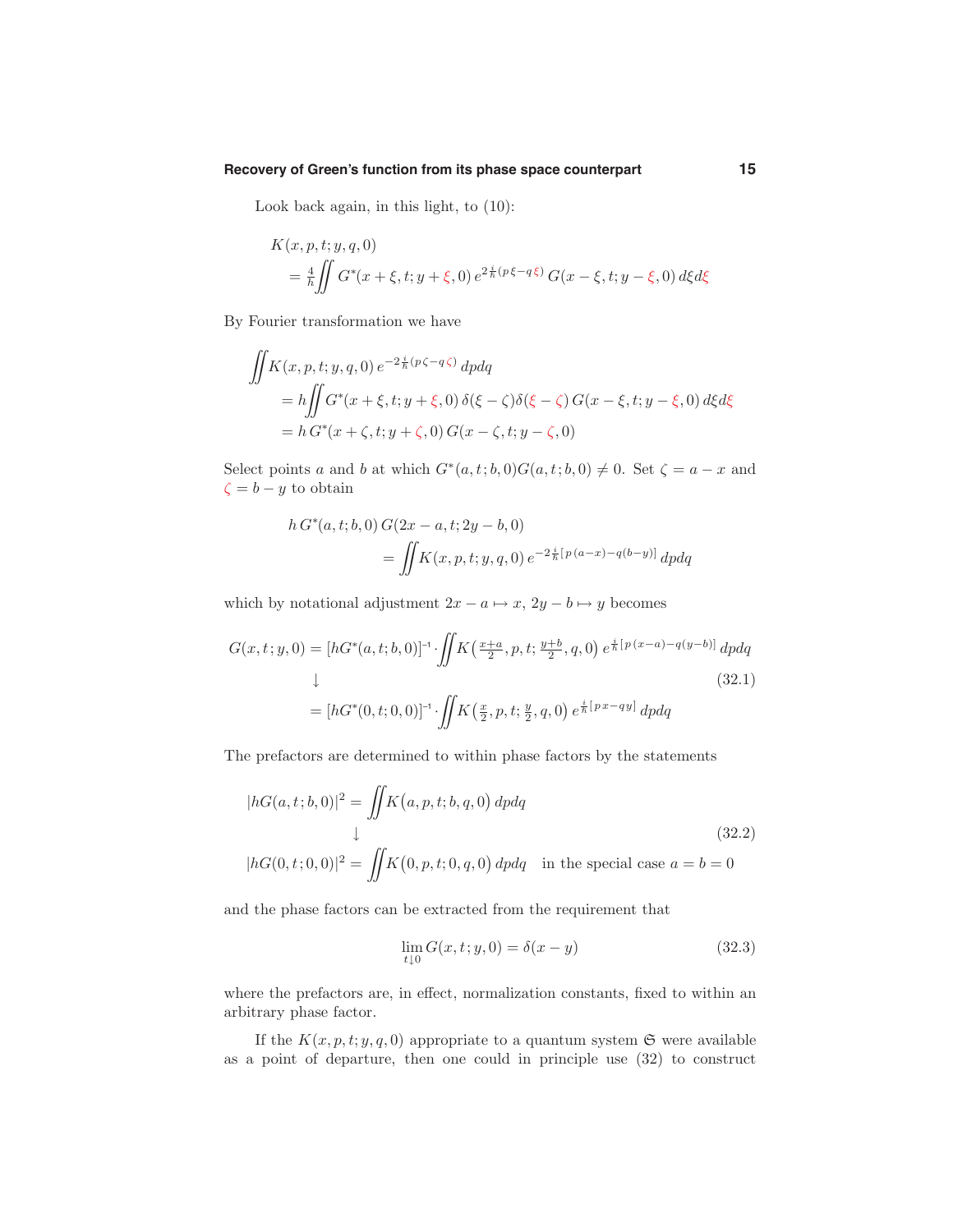Look back again, in this light, to (10):

$$
\begin{aligned}
&K(x,p,t;y,q,0)\\
&\quad= \tfrac{4}{h}\iint G^*(x+\xi,t;y+\xi,0)\,e^{2\frac{i}{\hbar}(p\,\xi-q\,\xi)}\,G(x-\xi,t;y-\xi,0)\,d\xi d\xi
\end{aligned}
$$

By Fourier transformation we have

$$
\begin{aligned}
&\iint K(x,p,t;y,q,0)\,e^{-2\frac{i}{\hbar}(p\,\zeta-q\,\zeta)}\,dpdq\\
&\quad= h\iint G^*(x+\xi,t;y+\xi,0)\,\delta(\xi-\zeta)\delta(\xi-\zeta)\,G(x-\xi,t;y-\xi,0)\,d\xi d\xi\\
&\quad= h\,G^*(x+\zeta,t;y+\zeta,0)\,G(x-\zeta,t;y-\zeta,0)
\end{aligned}
$$

Select points $a$ and $b$ at which $G^*(a,t;b,0)G(a,t;b,0)\neq 0$. Set $\zeta=a-x$ and $\zeta=b-y$ to obtain

$$
\begin{aligned}
&h\,G^*(a,t;b,0)\,G(2x-a,t;2y-b,0)\\
&\qquad\qquad= \iint K(x,p,t;y,q,0)\,e^{-2\frac{i}{\hbar}[\,p\,(a-x)-q(b-y)]}\,dpdq
\end{aligned}
$$

which by notational adjustment $2x-a\mapsto x$, $2y-b\mapsto y$ becomes

$$
\begin{aligned}
G(x,t;y,0) &= [hG^*(a,t;b,0)]^{-1}\cdot\iint K\big(\tfrac{x+a}{2},p,t;\tfrac{y+b}{2},q,0\big)\,e^{\frac{i}{\hbar}[\,p\,(x-a)-q(y-b)]}\,dpdq\\
&\quad\downarrow \qquad\qquad\qquad\qquad\qquad\qquad\qquad\qquad\qquad\qquad\qquad\qquad (32.1)\\
&= [hG^*(0,t;0,0)]^{-1}\cdot\iint K\big(\tfrac{x}{2},p,t;\tfrac{y}{2},q,0\big)\,e^{\frac{i}{\hbar}[\,p\,x-qy]}\,dpdq
\end{aligned}
$$

The prefactors are determined to within phase factors by the statements

$$
\begin{aligned}
|hG(a,t;b,0)|^2 &= \iint K\big(a,p,t;b,q,0\big)\,dpdq\\
&\quad\downarrow \qquad\qquad\qquad\qquad\qquad\qquad\qquad\qquad\qquad (32.2)\\
|hG(0,t;0,0)|^2 &= \iint K\big(0,p,t;0,q,0\big)\,dpdq \quad \text{in the special case } a=b=0
\end{aligned}
$$

and the phase factors can be extracted from the requirement that

$$
\lim_{t\downarrow 0} G(x,t;y,0)=\delta(x-y) \tag{32.3}
$$

where the prefactors are, in effect, normalization constants, fixed to within an arbitrary phase factor.

If the $K(x,p,t;y,q,0)$ appropriate to a quantum system $\mathfrak{S}$ were available as a point of departure, then one could in principle use (32) to construct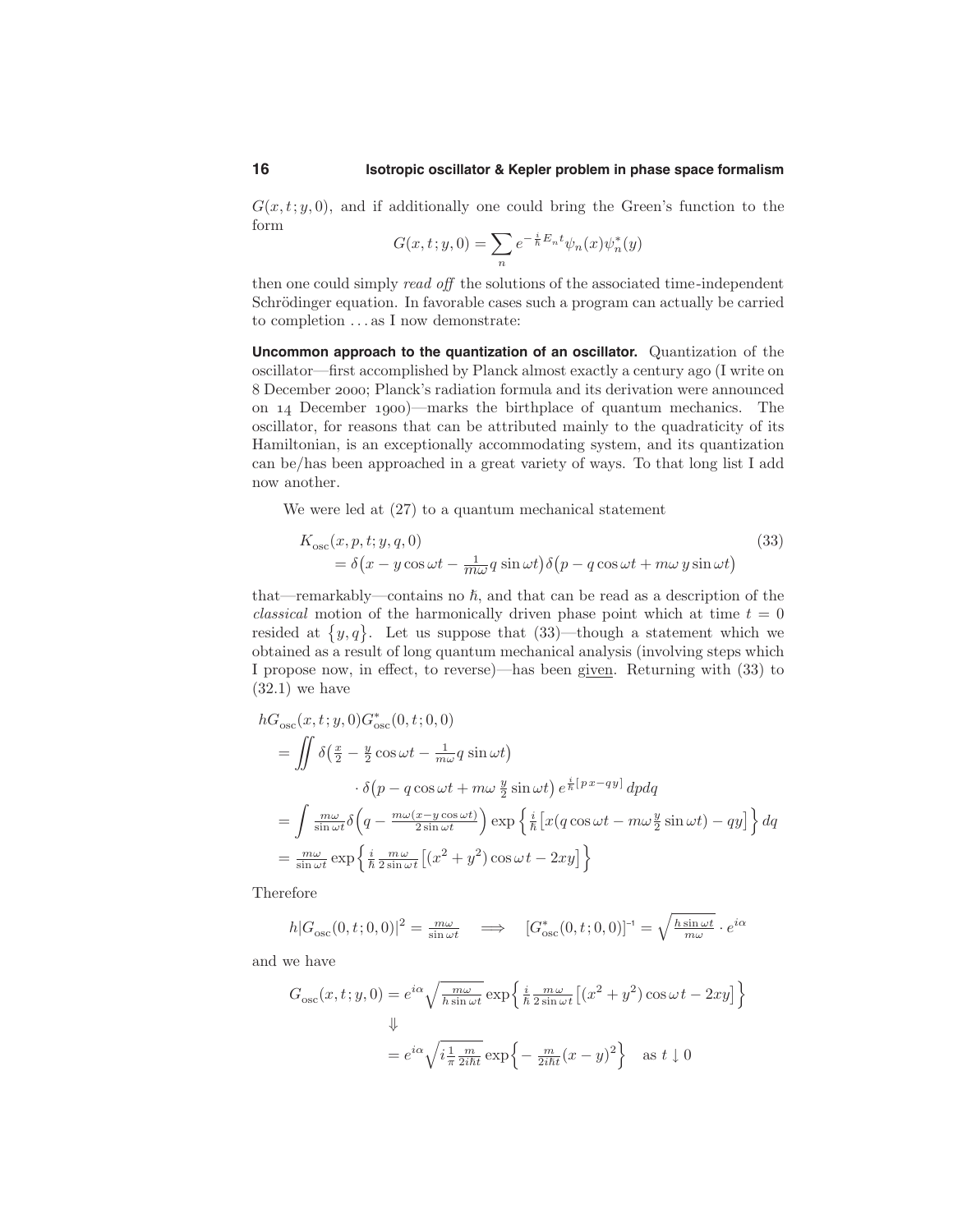$G(x,t;y,0)$, and if additionally one could bring the Green's function to the form

$$G(x,t;y,0) = \sum_n e^{-\frac{i}{\hbar}E_n t}\psi_n(x)\psi_n^*(y)$$

then one could simply *read off* the solutions of the associated time-independent Schrödinger equation. In favorable cases such a program can actually be carried to completion . . . as I now demonstrate:

**Uncommon approach to the quantization of an oscillator.** Quantization of the oscillator—first accomplished by Planck almost exactly a century ago (I write on 8 December 2000; Planck's radiation formula and its derivation were announced on 14 December 1900)—marks the birthplace of quantum mechanics. The oscillator, for reasons that can be attributed mainly to the quadraticity of its Hamiltonian, is an exceptionally accommodating system, and its quantization can be/has been approached in a great variety of ways. To that long list I add now another.

We were led at (27) to a quantum mechanical statement

$$\begin{aligned} &K_{\text{osc}}(x,p,t;y,q,0) \\ &\quad= \delta\big(x - y\cos\omega t - \tfrac{1}{m\omega}q\sin\omega t\big)\delta\big(p - q\cos\omega t + m\omega\, y\sin\omega t\big) \end{aligned} \tag{33}$$

that—remarkably—contains no $\hbar$, and that can be read as a description of the *classical* motion of the harmonically driven phase point which at time $t = 0$ resided at $\{y,q\}$. Let us suppose that (33)—though a statement which we obtained as a result of long quantum mechanical analysis (involving steps which I propose now, in effect, to reverse)—has been given. Returning with (33) to (32.1) we have

$$\begin{aligned} &hG_{\text{osc}}(x,t;y,0)G^*_{\text{osc}}(0,t;0,0) \\ &= \iint \delta\big(\tfrac{x}{2} - \tfrac{y}{2}\cos\omega t - \tfrac{1}{m\omega}q\sin\omega t\big) \\ &\qquad\qquad \cdot\,\delta\big(p - q\cos\omega t + m\omega\,\tfrac{y}{2}\sin\omega t\big)\, e^{\frac{i}{\hbar}[px - qy]}\,dpdq \\ &= \int \tfrac{m\omega}{\sin\omega t}\delta\Big(q - \tfrac{m\omega(x - y\cos\omega t)}{2\sin\omega t}\Big)\exp\Big\{\tfrac{i}{\hbar}\big[x(q\cos\omega t - m\omega\tfrac{y}{2}\sin\omega t) - qy\big]\Big\}\,dq \\ &= \tfrac{m\omega}{\sin\omega t}\exp\Big\{\tfrac{i}{\hbar}\tfrac{m\omega}{2\sin\omega t}\big[(x^2+y^2)\cos\omega t - 2xy\big]\Big\} \end{aligned}$$

Therefore

$$h|G_{\text{osc}}(0,t;0,0)|^2 = \tfrac{m\omega}{\sin\omega t} \quad\Longrightarrow\quad [G^*_{\text{osc}}(0,t;0,0)]^{-1} = \sqrt{\tfrac{h\sin\omega t}{m\omega}}\cdot e^{i\alpha}$$

and we have

$$\begin{aligned} G_{\text{osc}}(x,t;y,0) &= e^{i\alpha}\sqrt{\tfrac{m\omega}{h\sin\omega t}}\exp\Big\{\tfrac{i}{\hbar}\tfrac{m\omega}{2\sin\omega t}\big[(x^2+y^2)\cos\omega t - 2xy\big]\Big\} \\ &\Downarrow \\ &= e^{i\alpha}\sqrt{i\tfrac{1}{\pi}\tfrac{m}{2i\hbar t}}\exp\Big\{-\tfrac{m}{2i\hbar t}(x-y)^2\Big\} \quad \text{as } t\downarrow 0 \end{aligned}$$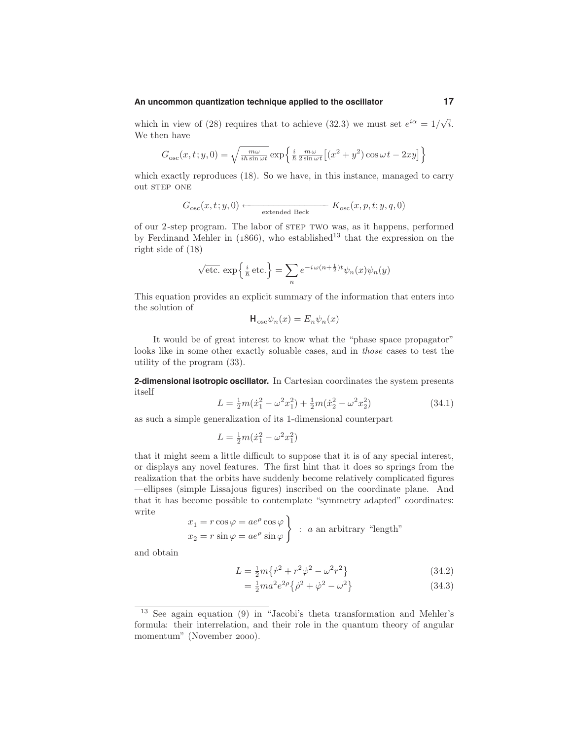which in view of (28) requires that to achieve (32.3) we must set $e^{i\alpha} = 1/\sqrt{i}$. We then have

$$G_{\text{osc}}(x,t;y,0) = \sqrt{\tfrac{m\omega}{ih\sin\omega t}}\exp\Big\{\tfrac{i}{\hbar}\tfrac{m\,\omega}{2\sin\omega t}\big[(x^2+y^2)\cos\omega t - 2xy\big]\Big\}$$

which exactly reproduces (18). So we have, in this instance, managed to carry out STEP ONE

$$G_{\text{osc}}(x,t;y,0) \xleftarrow[\text{extended Beck}]{\hspace{3cm}} K_{\text{osc}}(x,p,t;y,q,0)$$

of our 2-step program. The labor of STEP TWO was, as it happens, performed by Ferdinand Mehler in (1866), who established[13] that the expression on the right side of (18)

$$\sqrt{\text{etc.}}\,\exp\Big\{\tfrac{i}{\hbar}\,\text{etc.}\Big\} = \sum_n e^{-i\,\omega(n+\frac{1}{2})t}\psi_n(x)\psi_n(y)$$

This equation provides an explicit summary of the information that enters into the solution of

$$\mathsf{H}_{\text{osc}}\psi_n(x) = E_n\psi_n(x)$$

It would be of great interest to know what the "phase space propagator" looks like in some other exactly soluable cases, and in *those* cases to test the utility of the program (33).

**2-dimensional isotropic oscillator.** In Cartesian coordinates the system presents itself

$$L = \tfrac{1}{2}m(\dot{x}_1^2 - \omega^2 x_1^2) + \tfrac{1}{2}m(\dot{x}_2^2 - \omega^2 x_2^2) \tag{34.1}$$

as such a simple generalization of its 1-dimensional counterpart

$$L = \tfrac{1}{2}m(\dot{x}_1^2 - \omega^2 x_1^2)$$

that it might seem a little difficult to suppose that it is of any special interest, or displays any novel features. The first hint that it does so springs from the realization that the orbits have suddenly become relatively complicated figures —ellipses (simple Lissajous figures) inscribed on the coordinate plane. And that it has become possible to contemplate "symmetry adapted" coordinates: write

$$\left.\begin{aligned} x_1 &= r\cos\varphi = ae^{\rho}\cos\varphi \\ x_2 &= r\sin\varphi = ae^{\rho}\sin\varphi \end{aligned}\right\} \;:\; a \text{ an arbitrary "length"}$$

and obtain

$$L = \tfrac{1}{2}m\big\{\dot{r}^2 + r^2\dot{\varphi}^2 - \omega^2 r^2\big\} \tag{34.2}$$

$$= \tfrac{1}{2}ma^2e^{2\rho}\big\{\dot{\rho}^2 + \dot{\varphi}^2 - \omega^2\big\} \tag{34.3}$$

---

[13] See again equation (9) in "Jacobi's theta transformation and Mehler's formula: their interrelation, and their role in the quantum theory of angular momentum" (November 2000).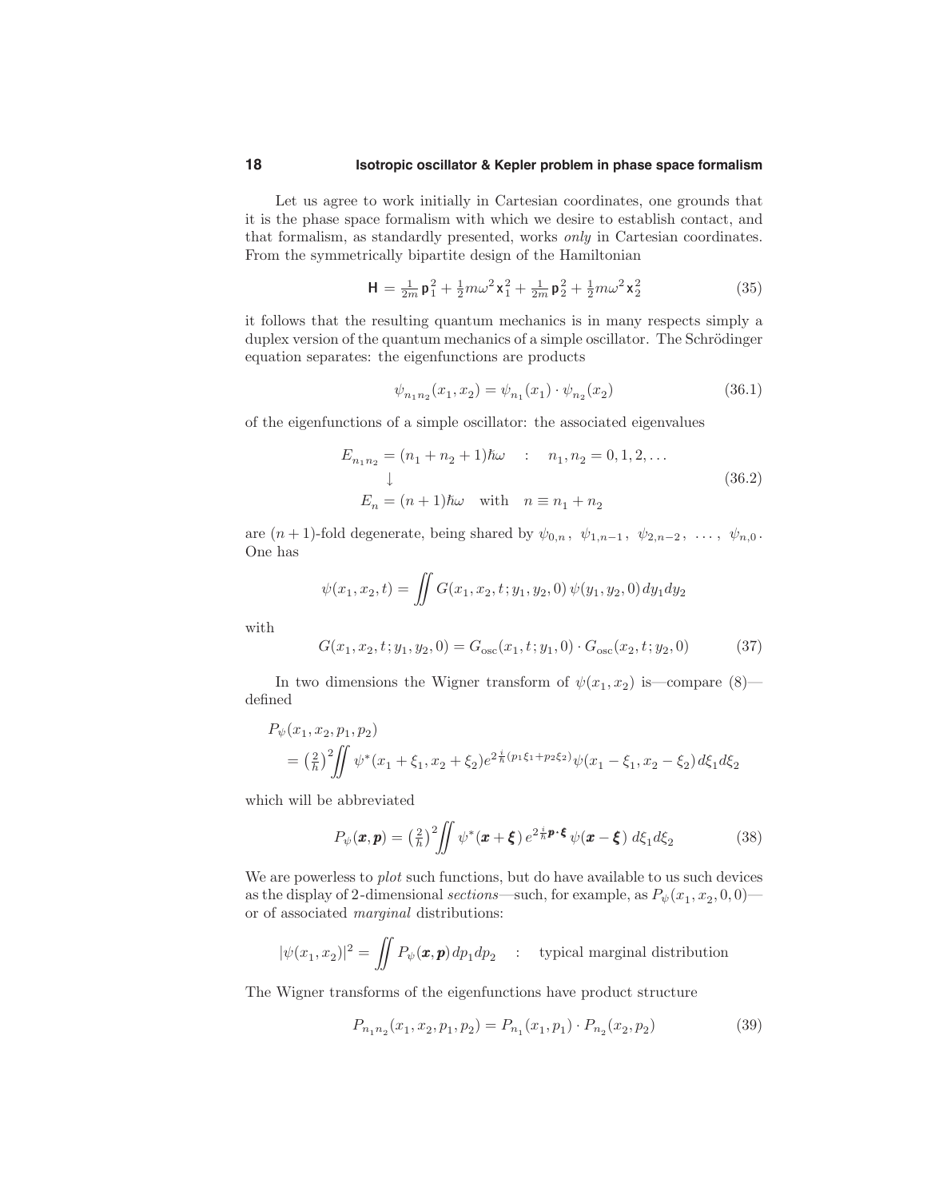Let us agree to work initially in Cartesian coordinates, one grounds that it is the phase space formalism with which we desire to establish contact, and that formalism, as standardly presented, works *only* in Cartesian coordinates. From the symmetrically bipartite design of the Hamiltonian

$$\mathsf{H} = \tfrac{1}{2m}\,\mathsf{p}_1^2 + \tfrac{1}{2}m\omega^2\,\mathsf{x}_1^2 + \tfrac{1}{2m}\,\mathsf{p}_2^2 + \tfrac{1}{2}m\omega^2\,\mathsf{x}_2^2 \tag{35}$$

it follows that the resulting quantum mechanics is in many respects simply a duplex version of the quantum mechanics of a simple oscillator. The Schrödinger equation separates: the eigenfunctions are products

$$\psi_{n_1 n_2}(x_1, x_2) = \psi_{n_1}(x_1)\cdot\psi_{n_2}(x_2) \tag{36.1}$$

of the eigenfunctions of a simple oscillator: the associated eigenvalues

$$\begin{aligned} E_{n_1 n_2} &= (n_1 + n_2 + 1)\hbar\omega \quad : \quad n_1, n_2 = 0, 1, 2, \ldots \\ &\downarrow \\ E_n &= (n+1)\hbar\omega \quad \text{with} \quad n \equiv n_1 + n_2 \end{aligned} \tag{36.2}$$

are $(n+1)$-fold degenerate, being shared by $\psi_{0,n},\ \psi_{1,n-1},\ \psi_{2,n-2},\ \ldots,\ \psi_{n,0}$. One has

$$\psi(x_1, x_2, t) = \iint G(x_1, x_2, t; y_1, y_2, 0)\,\psi(y_1, y_2, 0)\,dy_1 dy_2$$

with

$$G(x_1, x_2, t; y_1, y_2, 0) = G_{\rm osc}(x_1, t; y_1, 0)\cdot G_{\rm osc}(x_2, t; y_2, 0) \tag{37}$$

In two dimensions the Wigner transform of $\psi(x_1, x_2)$ is—compare (8)—defined

$$\begin{aligned} &P_\psi(x_1, x_2, p_1, p_2) \\ &\quad = \big(\tfrac{2}{h}\big)^2 \iint \psi^*(x_1 + \xi_1, x_2 + \xi_2)\,e^{2\frac{i}{\hbar}(p_1\xi_1 + p_2\xi_2)}\,\psi(x_1 - \xi_1, x_2 - \xi_2)\,d\xi_1 d\xi_2 \end{aligned}$$

which will be abbreviated

$$P_\psi(\boldsymbol{x}, \boldsymbol{p}) = \big(\tfrac{2}{h}\big)^2 \iint \psi^*(\boldsymbol{x} + \boldsymbol{\xi})\,e^{2\frac{i}{\hbar}\boldsymbol{p}\cdot\boldsymbol{\xi}}\,\psi(\boldsymbol{x} - \boldsymbol{\xi})\;d\xi_1 d\xi_2 \tag{38}$$

We are powerless to *plot* such functions, but do have available to us such devices as the display of 2-dimensional *sections*—such, for example, as $P_\psi(x_1, x_2, 0, 0)$—or of associated *marginal* distributions:

$$|\psi(x_1, x_2)|^2 = \iint P_\psi(\boldsymbol{x}, \boldsymbol{p})\,dp_1 dp_2 \quad : \quad \text{typical marginal distribution}$$

The Wigner transforms of the eigenfunctions have product structure

$$P_{n_1 n_2}(x_1, x_2, p_1, p_2) = P_{n_1}(x_1, p_1)\cdot P_{n_2}(x_2, p_2) \tag{39}$$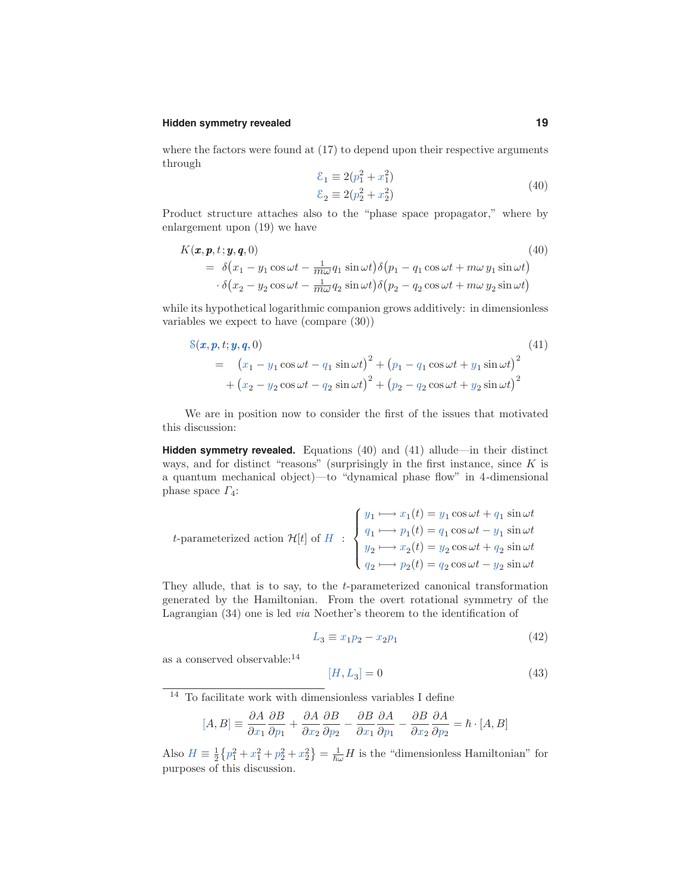where the factors were found at (17) to depend upon their respective arguments through

$$\begin{aligned}\mathcal{E}_1 &\equiv 2(p_1^2 + x_1^2)\\ \mathcal{E}_2 &\equiv 2(p_2^2 + x_2^2)\end{aligned} \tag{40}$$

Product structure attaches also to the "phase space propagator," where by enlargement upon (19) we have

$$\begin{aligned}&K(\boldsymbol{x},\boldsymbol{p},t;\boldsymbol{y},\boldsymbol{q},0) \qquad\qquad (40)\\ &\quad= \delta\big(x_1 - y_1\cos\omega t - \tfrac{1}{m\omega}q_1\sin\omega t\big)\delta\big(p_1 - q_1\cos\omega t + m\omega\, y_1\sin\omega t\big)\\ &\qquad\cdot\,\delta\big(x_2 - y_2\cos\omega t - \tfrac{1}{m\omega}q_2\sin\omega t\big)\delta\big(p_2 - q_2\cos\omega t + m\omega\, y_2\sin\omega t\big)\end{aligned}$$

while its hypothetical logarithmic companion grows additively: in dimensionless variables we expect to have (compare (30))

$$\begin{aligned}&\mathcal{S}(\boldsymbol{x},\boldsymbol{p},t;\boldsymbol{y},\boldsymbol{q},0) \qquad\qquad (41)\\ &\quad= \big(x_1 - y_1\cos\omega t - q_1\sin\omega t\big)^2 + \big(p_1 - q_1\cos\omega t + y_1\sin\omega t\big)^2\\ &\qquad + \big(x_2 - y_2\cos\omega t - q_2\sin\omega t\big)^2 + \big(p_2 - q_2\cos\omega t + y_2\sin\omega t\big)^2\end{aligned}$$

We are in position now to consider the first of the issues that motivated this discussion:

**Hidden symmetry revealed.** Equations (40) and (41) allude—in their distinct ways, and for distinct "reasons" (surprisingly in the first instance, since $K$ is a quantum mechanical object)—to "dynamical phase flow" in 4-dimensional phase space $\Gamma_4$:

$$t\text{-parameterized action } \mathcal{H}[t] \text{ of } H \;:\; \begin{cases} y_1 \longmapsto x_1(t) = y_1\cos\omega t + q_1\sin\omega t\\ q_1 \longmapsto p_1(t) = q_1\cos\omega t - y_1\sin\omega t\\ y_2 \longmapsto x_2(t) = y_2\cos\omega t + q_2\sin\omega t\\ q_2 \longmapsto p_2(t) = q_2\cos\omega t - y_2\sin\omega t\end{cases}$$

They allude, that is to say, to the $t$-parameterized canonical transformation generated by the Hamiltonian. From the overt rotational symmetry of the Lagrangian (34) one is led *via* Noether's theorem to the identification of

$$L_3 \equiv x_1 p_2 - x_2 p_1 \tag{42}$$

as a conserved observable:[14]

$$[H, L_3] = 0 \tag{43}$$

[14] To facilitate work with dimensionless variables I define

$$[A,B] \equiv \frac{\partial A}{\partial x_1}\frac{\partial B}{\partial p_1} + \frac{\partial A}{\partial x_2}\frac{\partial B}{\partial p_2} - \frac{\partial B}{\partial x_1}\frac{\partial A}{\partial p_1} - \frac{\partial B}{\partial x_2}\frac{\partial A}{\partial p_2} = \hbar\cdot[A,B]$$

Also $H \equiv \frac{1}{2}\big\{p_1^2 + x_1^2 + p_2^2 + x_2^2\big\} = \frac{1}{\hbar\omega}H$ is the "dimensionless Hamiltonian" for purposes of this discussion.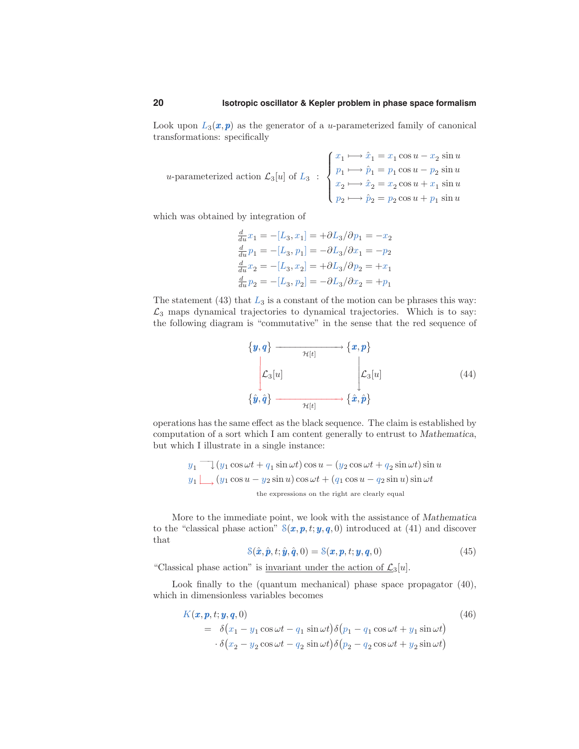Look upon $L_3(\boldsymbol{x},\boldsymbol{p})$ as the generator of a $u$-parameterized family of canonical transformations: specifically

$$
u\text{-parameterized action } \mathcal{L}_3[u] \text{ of } L_3 \;:\; \begin{cases} x_1 \longmapsto \hat{x}_1 = x_1 \cos u - x_2 \sin u \\ p_1 \longmapsto \hat{p}_1 = p_1 \cos u - p_2 \sin u \\ x_2 \longmapsto \hat{x}_2 = x_2 \cos u + x_1 \sin u \\ p_2 \longmapsto \hat{p}_2 = p_2 \cos u + p_1 \sin u \end{cases}
$$

which was obtained by integration of

$$
\begin{aligned}
\tfrac{d}{du} x_1 &= -[L_3, x_1] = +\partial L_3/\partial p_1 = -x_2 \\
\tfrac{d}{du} p_1 &= -[L_3, p_1] = -\partial L_3/\partial x_1 = -p_2 \\
\tfrac{d}{du} x_2 &= -[L_3, x_2] = +\partial L_3/\partial p_2 = +x_1 \\
\tfrac{d}{du} p_2 &= -[L_3, p_2] = -\partial L_3/\partial x_2 = +p_1
\end{aligned}
$$

The statement (43) that $L_3$ is a constant of the motion can be phrases this way: $\mathcal{L}_3$ maps dynamical trajectories to dynamical trajectories. Which is to say: the following diagram is "commutative" in the sense that the red sequence of

$$
\begin{array}{ccc}
\{\boldsymbol{y},\boldsymbol{q}\} & \xrightarrow{\quad \mathcal{H}[t] \quad} & \{\boldsymbol{x},\boldsymbol{p}\} \\
\big\downarrow \mathcal{L}_3[u] & & \big\downarrow \mathcal{L}_3[u] \\
\{\hat{\boldsymbol{y}},\hat{\boldsymbol{q}}\} & \xrightarrow{\quad \mathcal{H}[t] \quad} & \{\hat{\boldsymbol{x}},\hat{\boldsymbol{p}}\}
\end{array}
\tag{44}
$$

operations has the same effect as the black sequence. The claim is established by computation of a sort which I am content generally to entrust to *Mathematica*, but which I illustrate in a single instance:

$$
\begin{aligned}
y_1 &\longrightarrow (y_1 \cos \omega t + q_1 \sin \omega t)\cos u - (y_2 \cos \omega t + q_2 \sin \omega t)\sin u \\
y_1 &\longrightarrow (y_1 \cos u - y_2 \sin u)\cos \omega t + (q_1 \cos u - q_2 \sin u)\sin \omega t
\end{aligned}
$$

the expressions on the right are clearly equal

More to the immediate point, we look with the assistance of *Mathematica* to the "classical phase action" $\mathcal{S}(\boldsymbol{x},\boldsymbol{p},t;\boldsymbol{y},\boldsymbol{q},0)$ introduced at (41) and discover that

$$
\mathcal{S}(\hat{\boldsymbol{x}},\hat{\boldsymbol{p}},t;\hat{\boldsymbol{y}},\hat{\boldsymbol{q}},0) = \mathcal{S}(\boldsymbol{x},\boldsymbol{p},t;\boldsymbol{y},\boldsymbol{q},0) \tag{45}
$$

"Classical phase action" is <u>invariant under the action of $\mathcal{L}_3[u]$</u>.

Look finally to the (quantum mechanical) phase space propagator (40), which in dimensionless variables becomes

$$
\begin{aligned}
&K(\boldsymbol{x},\boldsymbol{p},t;\boldsymbol{y},\boldsymbol{q},0) \\
&\quad = \delta\big(x_1 - y_1 \cos \omega t - q_1 \sin \omega t\big)\,\delta\big(p_1 - q_1 \cos \omega t + y_1 \sin \omega t\big) \\
&\qquad \cdot \delta\big(x_2 - y_2 \cos \omega t - q_2 \sin \omega t\big)\,\delta\big(p_2 - q_2 \cos \omega t + y_2 \sin \omega t\big)
\end{aligned}
\tag{46}
$$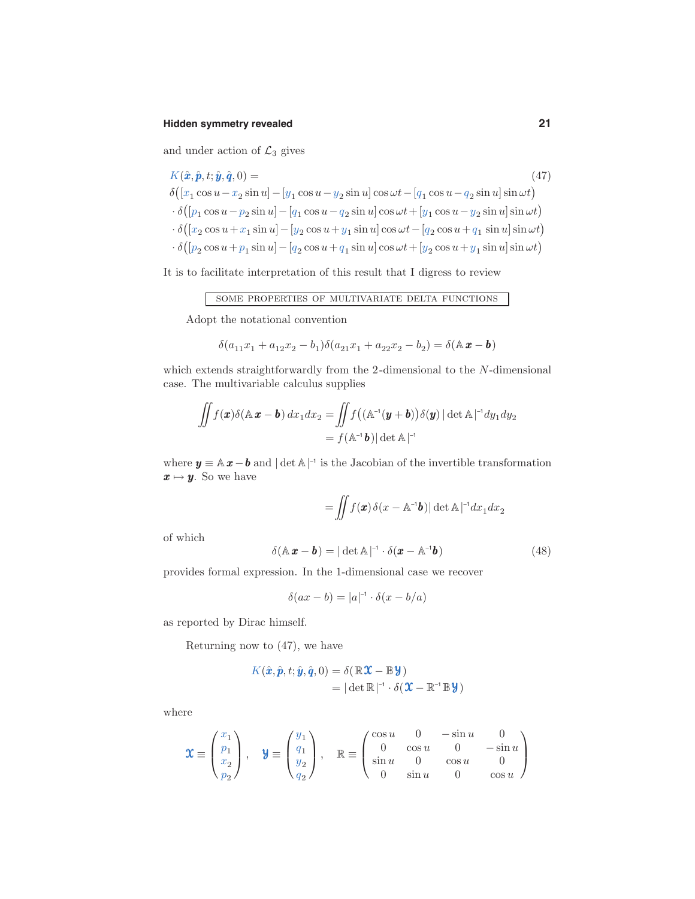and under action of $\mathcal{L}_3$ gives

$$
\begin{aligned}
&K(\hat{\boldsymbol{x}},\hat{\boldsymbol{p}},t;\hat{\boldsymbol{y}},\hat{\boldsymbol{q}},0) = \qquad (47)\\
&\delta\big([x_1\cos u - x_2\sin u] - [y_1\cos u - y_2\sin u]\cos\omega t - [q_1\cos u - q_2\sin u]\sin\omega t\big)\\
&\cdot\,\delta\big([p_1\cos u - p_2\sin u] - [q_1\cos u - q_2\sin u]\cos\omega t + [y_1\cos u - y_2\sin u]\sin\omega t\big)\\
&\cdot\,\delta\big([x_2\cos u + x_1\sin u] - [y_2\cos u + y_1\sin u]\cos\omega t - [q_2\cos u + q_1\sin u]\sin\omega t\big)\\
&\cdot\,\delta\big([p_2\cos u + p_1\sin u] - [q_2\cos u + q_1\sin u]\cos\omega t + [y_2\cos u + y_1\sin u]\sin\omega t\big)
\end{aligned}
$$

It is to facilitate interpretation of this result that I digress to review

## SOME PROPERTIES OF MULTIVARIATE DELTA FUNCTIONS

Adopt the notational convention

$$
\delta(a_{11}x_1 + a_{12}x_2 - b_1)\delta(a_{21}x_1 + a_{22}x_2 - b_2) = \delta(\mathbb{A}\,\boldsymbol{x} - \boldsymbol{b})
$$

which extends straightforwardly from the 2-dimensional to the $N$-dimensional case. The multivariable calculus supplies

$$
\begin{aligned}
\iint f(\boldsymbol{x})\delta(\mathbb{A}\,\boldsymbol{x}-\boldsymbol{b})\,dx_1dx_2 &= \iint f\big(\mathbb{A}^{-1}(\boldsymbol{y}+\boldsymbol{b})\big)\delta(\boldsymbol{y})\,|\det\mathbb{A}|^{-1}dy_1dy_2\\
&= f(\mathbb{A}^{-1}\boldsymbol{b})|\det\mathbb{A}|^{-1}
\end{aligned}
$$

where $\boldsymbol{y}\equiv\mathbb{A}\,\boldsymbol{x}-\boldsymbol{b}$ and $|\det\mathbb{A}|^{-1}$ is the Jacobian of the invertible transformation $\boldsymbol{x}\mapsto\boldsymbol{y}$. So we have

$$
= \iint f(\boldsymbol{x})\,\delta(x-\mathbb{A}^{-1}\boldsymbol{b})|\det\mathbb{A}|^{-1}dx_1dx_2
$$

of which

$$
\delta(\mathbb{A}\,\boldsymbol{x}-\boldsymbol{b}) = |\det\mathbb{A}|^{-1}\cdot\delta(\boldsymbol{x}-\mathbb{A}^{-1}\boldsymbol{b}) \qquad (48)
$$

provides formal expression. In the 1-dimensional case we recover

$$
\delta(ax-b) = |a|^{-1}\cdot\delta(x-b/a)
$$

as reported by Dirac himself.

Returning now to (47), we have

$$
\begin{aligned}
K(\hat{\boldsymbol{x}},\hat{\boldsymbol{p}},t;\hat{\boldsymbol{y}},\hat{\boldsymbol{q}},0) &= \delta(\mathbb{R}\boldsymbol{\mathfrak{X}} - \mathbb{B}\boldsymbol{\mathfrak{Y}})\\
&= |\det\mathbb{R}|^{-1}\cdot\delta(\boldsymbol{\mathfrak{X}} - \mathbb{R}^{-1}\mathbb{B}\boldsymbol{\mathfrak{Y}})
\end{aligned}
$$

where

$$
\boldsymbol{\mathfrak{X}}\equiv\begin{pmatrix}x_1\\p_1\\x_2\\p_2\end{pmatrix},\quad
\boldsymbol{\mathfrak{Y}}\equiv\begin{pmatrix}y_1\\q_1\\y_2\\q_2\end{pmatrix},\quad
\mathbb{R}\equiv\begin{pmatrix}\cos u & 0 & -\sin u & 0\\ 0 & \cos u & 0 & -\sin u\\ \sin u & 0 & \cos u & 0\\ 0 & \sin u & 0 & \cos u\end{pmatrix}
$$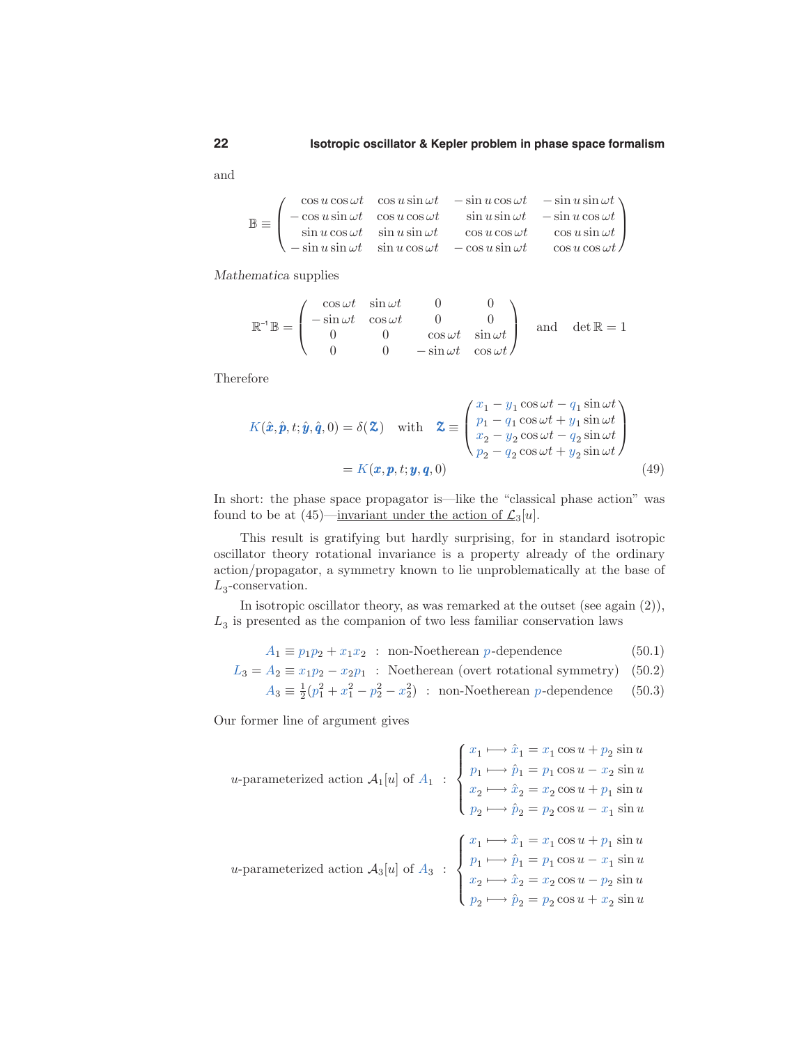and

$$\mathbb{B} \equiv \begin{pmatrix} \cos u \cos\omega t & \cos u \sin\omega t & -\sin u \cos\omega t & -\sin u \sin\omega t \\ -\cos u \sin\omega t & \cos u \cos\omega t & \sin u \sin\omega t & -\sin u \cos\omega t \\ \sin u \cos\omega t & \sin u \sin\omega t & \cos u \cos\omega t & \cos u \sin\omega t \\ -\sin u \sin\omega t & \sin u \cos\omega t & -\cos u \sin\omega t & \cos u \cos\omega t \end{pmatrix}$$

*Mathematica* supplies

$$\mathbb{R}^{-1}\mathbb{B} = \begin{pmatrix} \cos\omega t & \sin\omega t & 0 & 0 \\ -\sin\omega t & \cos\omega t & 0 & 0 \\ 0 & 0 & \cos\omega t & \sin\omega t \\ 0 & 0 & -\sin\omega t & \cos\omega t \end{pmatrix} \quad \text{and} \quad \det\mathbb{R} = 1$$

Therefore

$$\begin{aligned} K(\hat{\boldsymbol{x}}, \hat{\boldsymbol{p}}, t; \hat{\boldsymbol{y}}, \hat{\boldsymbol{q}}, 0) &= \delta(\boldsymbol{\mathcal{Z}}) \quad \text{with} \quad \boldsymbol{\mathcal{Z}} \equiv \begin{pmatrix} x_1 - y_1 \cos\omega t - q_1 \sin\omega t \\ p_1 - q_1 \cos\omega t + y_1 \sin\omega t \\ x_2 - y_2 \cos\omega t - q_2 \sin\omega t \\ p_2 - q_2 \cos\omega t + y_2 \sin\omega t \end{pmatrix} \\ &= K(\boldsymbol{x}, \boldsymbol{p}, t; \boldsymbol{y}, \boldsymbol{q}, 0) \end{aligned} \tag{49}$$

In short: the phase space propagator is—like the "classical phase action" was found to be at (45)—invariant under the action of $\mathcal{L}_3[u]$.

This result is gratifying but hardly surprising, for in standard isotropic oscillator theory rotational invariance is a property already of the ordinary action/propagator, a symmetry known to lie unproblematically at the base of $L_3$-conservation.

In isotropic oscillator theory, as was remarked at the outset (see again (2)), $L_3$ is presented as the companion of two less familiar conservation laws

$$A_1 \equiv p_1 p_2 + x_1 x_2 \;\;:\;\; \text{non-Noetherean } p\text{-dependence} \tag{50.1}$$

$$L_3 = A_2 \equiv x_1 p_2 - x_2 p_1 \;\;:\;\; \text{Noetherean (overt rotational symmetry)} \tag{50.2}$$

$$A_3 \equiv \tfrac{1}{2}(p_1^2 + x_1^2 - p_2^2 - x_2^2) \;\;:\;\; \text{non-Noetherean } p\text{-dependence} \tag{50.3}$$

Our former line of argument gives

$$u\text{-parameterized action } \mathcal{A}_1[u] \text{ of } A_1 \;\;:\;\; \begin{cases} x_1 \longmapsto \hat{x}_1 = x_1 \cos u + p_2 \sin u \\ p_1 \longmapsto \hat{p}_1 = p_1 \cos u - x_2 \sin u \\ x_2 \longmapsto \hat{x}_2 = x_2 \cos u + p_1 \sin u \\ p_2 \longmapsto \hat{p}_2 = p_2 \cos u - x_1 \sin u \end{cases}$$

$$u\text{-parameterized action } \mathcal{A}_3[u] \text{ of } A_3 \;\;:\;\; \begin{cases} x_1 \longmapsto \hat{x}_1 = x_1 \cos u + p_1 \sin u \\ p_1 \longmapsto \hat{p}_1 = p_1 \cos u - x_1 \sin u \\ x_2 \longmapsto \hat{x}_2 = x_2 \cos u - p_2 \sin u \\ p_2 \longmapsto \hat{p}_2 = p_2 \cos u + x_2 \sin u \end{cases}$$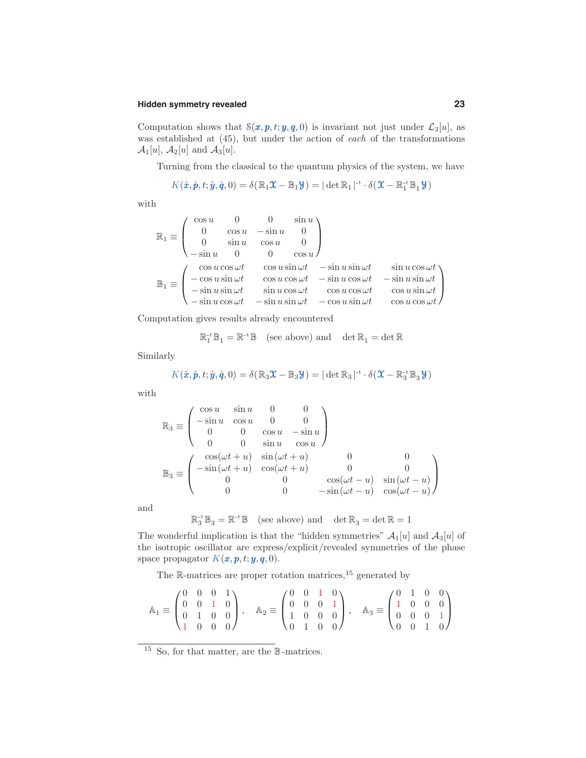Computation shows that $\mathbb{S}(\boldsymbol{x}, \boldsymbol{p}, t; \boldsymbol{y}, \boldsymbol{q}, 0)$ is invariant not just under $\mathcal{L}_3[u]$, as was established at (45), but under the action of *each* of the transformations $\mathcal{A}_1[u]$, $\mathcal{A}_2[u]$ and $\mathcal{A}_3[u]$.

Turning from the classical to the quantum physics of the system, we have

$$K(\hat{\boldsymbol{x}}, \hat{\boldsymbol{p}}, t; \hat{\boldsymbol{y}}, \hat{\boldsymbol{q}}, 0) = \delta(\mathbb{R}_1 \boldsymbol{\mathcal{X}} - \mathbb{B}_1 \boldsymbol{\mathcal{Y}}) = |\det \mathbb{R}_1|^{-1} \cdot \delta(\boldsymbol{\mathcal{X}} - \mathbb{R}_1^{-1} \mathbb{B}_1 \boldsymbol{\mathcal{Y}})$$

with

$$\mathbb{R}_1 \equiv \begin{pmatrix} \cos u & 0 & 0 & \sin u \\ 0 & \cos u & -\sin u & 0 \\ 0 & \sin u & \cos u & 0 \\ -\sin u & 0 & 0 & \cos u \end{pmatrix}$$

$$\mathbb{B}_1 \equiv \begin{pmatrix} \cos u \cos \omega t & \cos u \sin \omega t & -\sin u \sin \omega t & \sin u \cos \omega t \\ -\cos u \sin \omega t & \cos u \cos \omega t & -\sin u \cos \omega t & -\sin u \sin \omega t \\ -\sin u \sin \omega t & \sin u \cos \omega t & \cos u \cos \omega t & \cos u \sin \omega t \\ -\sin u \cos \omega t & -\sin u \sin \omega t & -\cos u \sin \omega t & \cos u \cos \omega t \end{pmatrix}$$

Computation gives results already encountered

$$\mathbb{R}_1^{-1} \mathbb{B}_1 = \mathbb{R}^{-1} \mathbb{B} \quad \text{(see above) and} \quad \det \mathbb{R}_1 = \det \mathbb{R}$$

Similarly

$$K(\hat{\boldsymbol{x}}, \hat{\boldsymbol{p}}, t; \hat{\boldsymbol{y}}, \hat{\boldsymbol{q}}, 0) = \delta(\mathbb{R}_3 \boldsymbol{\mathcal{X}} - \mathbb{B}_3 \boldsymbol{\mathcal{Y}}) = |\det \mathbb{R}_3|^{-1} \cdot \delta(\boldsymbol{\mathcal{X}} - \mathbb{R}_3^{-1} \mathbb{B}_3 \boldsymbol{\mathcal{Y}})$$

with

$$\mathbb{R}_3 \equiv \begin{pmatrix} \cos u & \sin u & 0 & 0 \\ -\sin u & \cos u & 0 & 0 \\ 0 & 0 & \cos u & -\sin u \\ 0 & 0 & \sin u & \cos u \end{pmatrix}$$

$$\mathbb{B}_3 \equiv \begin{pmatrix} \cos(\omega t + u) & \sin(\omega t + u) & 0 & 0 \\ -\sin(\omega t + u) & \cos(\omega t + u) & 0 & 0 \\ 0 & 0 & \cos(\omega t - u) & \sin(\omega t - u) \\ 0 & 0 & -\sin(\omega t - u) & \cos(\omega t - u) \end{pmatrix}$$

and

$$\mathbb{R}_3^{-1} \mathbb{B}_3 = \mathbb{R}^{-1} \mathbb{B} \quad \text{(see above) and} \quad \det \mathbb{R}_3 = \det \mathbb{R} = 1$$

The wonderful implication is that the "hidden symmetries" $\mathcal{A}_1[u]$ and $\mathcal{A}_3[u]$ of the isotropic oscillator are express/explicit/revealed symmetries of the phase space propagator $K(\boldsymbol{x}, \boldsymbol{p}, t; \boldsymbol{y}, \boldsymbol{q}, 0)$.

The $\mathbb{R}$-matrices are proper rotation matrices,[15] generated by

$$\mathbb{A}_1 \equiv \begin{pmatrix} 0 & 0 & 0 & 1 \\ 0 & 0 & 1 & 0 \\ 0 & 1 & 0 & 0 \\ 1 & 0 & 0 & 0 \end{pmatrix}, \quad \mathbb{A}_2 \equiv \begin{pmatrix} 0 & 0 & 1 & 0 \\ 0 & 0 & 0 & 1 \\ 1 & 0 & 0 & 0 \\ 0 & 1 & 0 & 0 \end{pmatrix}, \quad \mathbb{A}_3 \equiv \begin{pmatrix} 0 & 1 & 0 & 0 \\ 1 & 0 & 0 & 0 \\ 0 & 0 & 0 & 1 \\ 0 & 0 & 1 & 0 \end{pmatrix}$$

---

[15] So, for that matter, are the $\mathbb{B}$-matrices.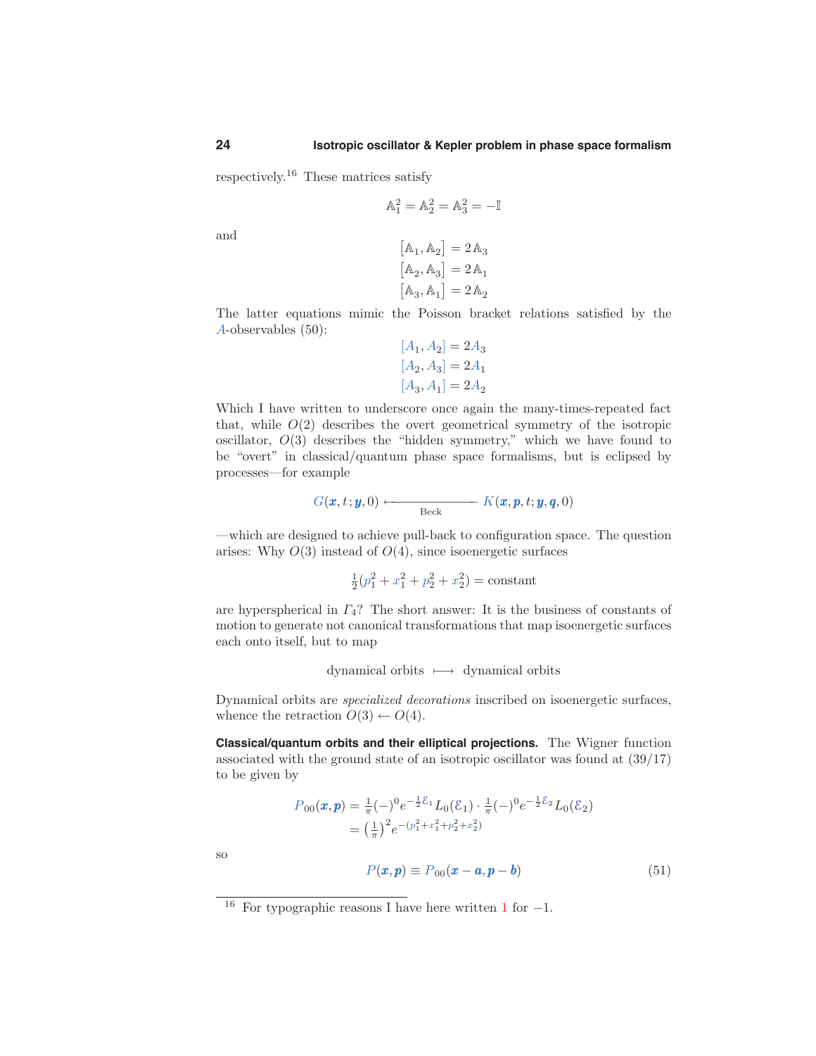respectively.[16] These matrices satisfy

$$\mathbb{A}_1^2 = \mathbb{A}_2^2 = \mathbb{A}_3^2 = -\mathbb{I}$$

and

$$\begin{aligned}
\big[\mathbb{A}_1, \mathbb{A}_2\big] &= 2\,\mathbb{A}_3\\
\big[\mathbb{A}_2, \mathbb{A}_3\big] &= 2\,\mathbb{A}_1\\
\big[\mathbb{A}_3, \mathbb{A}_1\big] &= 2\,\mathbb{A}_2
\end{aligned}$$

The latter equations mimic the Poisson bracket relations satisfied by the $A$-observables (50):

$$\begin{aligned}
[A_1, A_2] &= 2A_3\\
[A_2, A_3] &= 2A_1\\
[A_3, A_1] &= 2A_2
\end{aligned}$$

Which I have written to underscore once again the many-times-repeated fact that, while $O(2)$ describes the overt geometrical symmetry of the isotropic oscillator, $O(3)$ describes the "hidden symmetry," which we have found to be "overt" in classical/quantum phase space formalisms, but is eclipsed by processes—for example

$$G(\boldsymbol{x}, t; \boldsymbol{y}, 0) \xleftarrow[\text{Beck}]{\hspace{3em}} K(\boldsymbol{x}, \boldsymbol{p}, t; \boldsymbol{y}, \boldsymbol{q}, 0)$$

—which are designed to achieve pull-back to configuration space. The question arises: Why $O(3)$ instead of $O(4)$, since isoenergetic surfaces

$$\tfrac{1}{2}(p_1^2 + x_1^2 + p_2^2 + x_2^2) = \text{constant}$$

are hyperspherical in $\varGamma_4$? The short answer: It is the business of constants of motion to generate not canonical transformations that map isoenergetic surfaces each onto itself, but to map

$$\text{dynamical orbits} \longmapsto \text{dynamical orbits}$$

Dynamical orbits are *specialized decorations* inscribed on isoenergetic surfaces, whence the retraction $O(3) \leftarrow O(4)$.

**Classical/quantum orbits and their elliptical projections.** The Wigner function associated with the ground state of an isotropic oscillator was found at (39/17) to be given by

$$\begin{aligned}
P_{00}(\boldsymbol{x}, \boldsymbol{p}) &= \tfrac{1}{\pi}(-)^0 e^{-\frac{1}{2}\mathcal{E}_1} L_0(\mathcal{E}_1) \cdot \tfrac{1}{\pi}(-)^0 e^{-\frac{1}{2}\mathcal{E}_2} L_0(\mathcal{E}_2)\\
&= \big(\tfrac{1}{\pi}\big)^2 e^{-(p_1^2 + x_1^2 + p_2^2 + x_2^2)}
\end{aligned}$$

so

$$P(\boldsymbol{x}, \boldsymbol{p}) \equiv P_{00}(\boldsymbol{x} - \boldsymbol{a}, \boldsymbol{p} - \boldsymbol{b}) \tag{51}$$

---

[16] For typographic reasons I have here written $1$ for $-1$.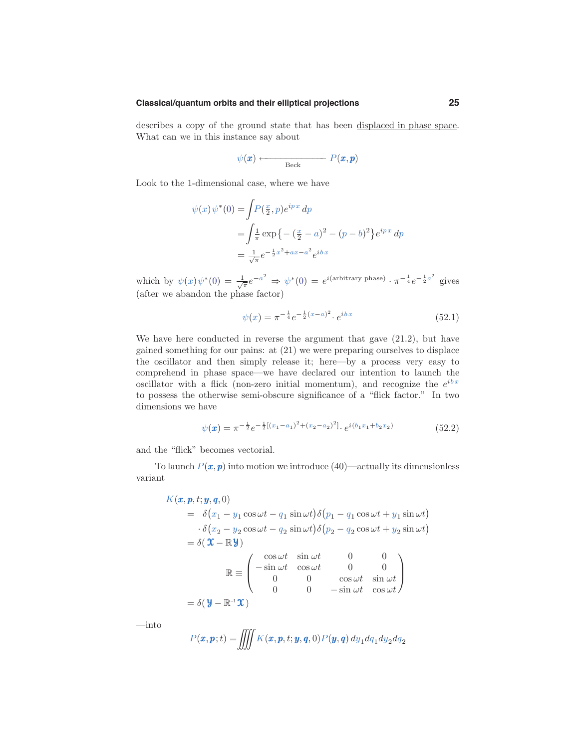describes a copy of the ground state that has been displaced in phase space. What can we in this instance say about

$$\psi(\boldsymbol{x}) \xleftarrow[\text{Beck}]{\qquad\qquad} P(\boldsymbol{x}, \boldsymbol{p})$$

Look to the 1-dimensional case, where we have

$$\begin{aligned}
\psi(x)\,\psi^*(0) &= \int P(\tfrac{x}{2}, p)e^{ip\,x}\,dp \\
&= \int \tfrac{1}{\pi}\exp\big\{-(\tfrac{x}{2} - a)^2 - (p - b)^2\big\}e^{ip\,x}\,dp \\
&= \tfrac{1}{\sqrt{\pi}}e^{-\frac{1}{2}x^2 + ax - a^2}e^{ib\,x}
\end{aligned}$$

which by $\psi(x)\,\psi^*(0) = \frac{1}{\sqrt{\pi}}e^{-a^2} \Rightarrow \psi^*(0) = e^{i(\text{arbitrary phase})}\cdot \pi^{-\frac{1}{4}}e^{-\frac{1}{2}a^2}$ gives (after we abandon the phase factor)

$$\psi(x) = \pi^{-\frac{1}{4}}e^{-\frac{1}{2}(x-a)^2}\cdot e^{ib\,x} \tag{52.1}$$

We have here conducted in reverse the argument that gave (21.2), but have gained something for our pains: at (21) we were preparing ourselves to displace the oscillator and then simply release it; here—by a process very easy to comprehend in phase space—we have declared our intention to launch the oscillator with a flick (non-zero initial momentum), and recognize the $e^{ib\,x}$ to possess the otherwise semi-obscure significance of a "flick factor." In two dimensions we have

$$\psi(\boldsymbol{x}) = \pi^{-\frac{1}{2}}e^{-\frac{1}{2}[(x_1-a_1)^2 + (x_2-a_2)^2]}\cdot e^{i(b_1x_1 + b_2x_2)} \tag{52.2}$$

and the "flick" becomes vectorial.

To launch $P(\boldsymbol{x}, \boldsymbol{p})$ into motion we introduce (40)—actually its dimensionless variant

$$\begin{aligned}
&K(\boldsymbol{x}, \boldsymbol{p}, t; \boldsymbol{y}, \boldsymbol{q}, 0) \\
&\quad= \delta\big(x_1 - y_1\cos\omega t - q_1\sin\omega t\big)\delta\big(p_1 - q_1\cos\omega t + y_1\sin\omega t\big) \\
&\qquad\cdot \delta\big(x_2 - y_2\cos\omega t - q_2\sin\omega t\big)\delta\big(p_2 - q_2\cos\omega t + y_2\sin\omega t\big) \\
&\quad= \delta(\boldsymbol{\mathfrak{X}} - \mathbb{R}\boldsymbol{\mathfrak{Y}}) \\
&\qquad\qquad \mathbb{R} \equiv \begin{pmatrix} \cos\omega t & \sin\omega t & 0 & 0 \\ -\sin\omega t & \cos\omega t & 0 & 0 \\ 0 & 0 & \cos\omega t & \sin\omega t \\ 0 & 0 & -\sin\omega t & \cos\omega t \end{pmatrix} \\
&\quad= \delta(\boldsymbol{\mathfrak{Y}} - \mathbb{R}^{-1}\boldsymbol{\mathfrak{X}})
\end{aligned}$$

—into

$$P(\boldsymbol{x}, \boldsymbol{p}; t) = \iiiint K(\boldsymbol{x}, \boldsymbol{p}, t; \boldsymbol{y}, \boldsymbol{q}, 0)P(\boldsymbol{y}, \boldsymbol{q})\,dy_1dq_1dy_2dq_2$$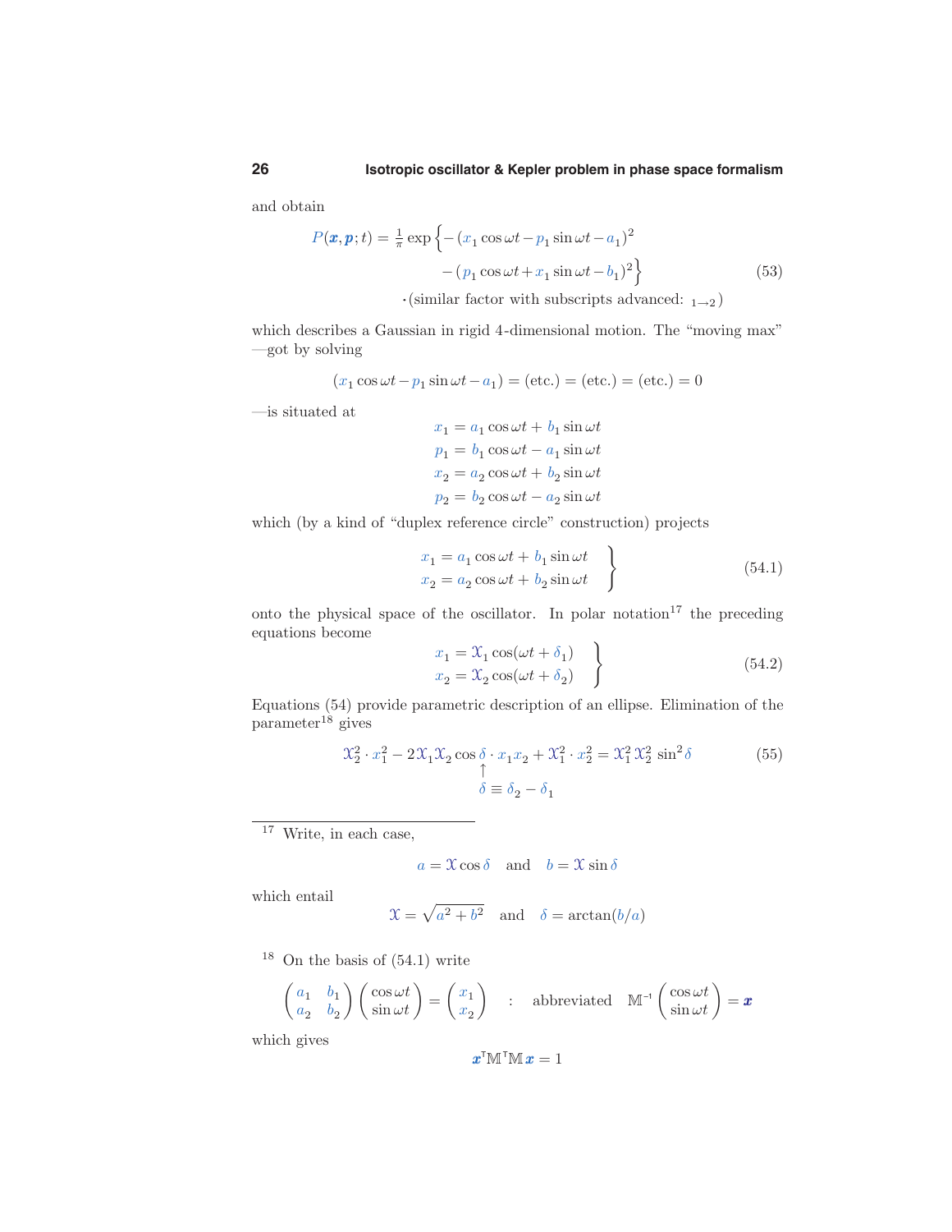and obtain

$$P(\boldsymbol{x},\boldsymbol{p};t) = \tfrac{1}{\pi}\exp\Big\{-(x_1\cos\omega t - p_1\sin\omega t - a_1)^2 - (p_1\cos\omega t + x_1\sin\omega t - b_1)^2\Big\} \tag{53}$$

$$\cdot(\text{similar factor with subscripts advanced: }{}_{1\to 2})$$

which describes a Gaussian in rigid 4-dimensional motion. The "moving max"—got by solving

$$(x_1\cos\omega t - p_1\sin\omega t - a_1) = (\text{etc.}) = (\text{etc.}) = (\text{etc.}) = 0$$

—is situated at

$$\begin{aligned}
x_1 &= a_1\cos\omega t + b_1\sin\omega t\\
p_1 &= b_1\cos\omega t - a_1\sin\omega t\\
x_2 &= a_2\cos\omega t + b_2\sin\omega t\\
p_2 &= b_2\cos\omega t - a_2\sin\omega t
\end{aligned}$$

which (by a kind of "duplex reference circle" construction) projects

$$\left.\begin{aligned}
x_1 &= a_1\cos\omega t + b_1\sin\omega t\\
x_2 &= a_2\cos\omega t + b_2\sin\omega t
\end{aligned}\right\} \tag{54.1}$$

onto the physical space of the oscillator. In polar notation[17] the preceding equations become

$$\left.\begin{aligned}
x_1 &= \mathfrak{X}_1\cos(\omega t + \delta_1)\\
x_2 &= \mathfrak{X}_2\cos(\omega t + \delta_2)
\end{aligned}\right\} \tag{54.2}$$

Equations (54) provide parametric description of an ellipse. Elimination of the parameter[18] gives

$$\mathfrak{X}_2^2\cdot x_1^2 - 2\mathfrak{X}_1\mathfrak{X}_2\cos\underset{\substack{\uparrow\\ \delta\,\equiv\,\delta_2-\delta_1}}{\delta}\cdot x_1x_2 + \mathfrak{X}_1^2\cdot x_2^2 = \mathfrak{X}_1^2\,\mathfrak{X}_2^2\,\sin^2\delta \tag{55}$$

---

[17] Write, in each case,

$$a = \mathfrak{X}\cos\delta \quad\text{and}\quad b = \mathfrak{X}\sin\delta$$

which entail

$$\mathfrak{X} = \sqrt{a^2+b^2} \quad\text{and}\quad \delta = \arctan(b/a)$$

[18] On the basis of (54.1) write

$$\begin{pmatrix} a_1 & b_1\\ a_2 & b_2\end{pmatrix}\begin{pmatrix}\cos\omega t\\ \sin\omega t\end{pmatrix} = \begin{pmatrix} x_1\\ x_2\end{pmatrix} \quad : \quad \text{abbreviated}\quad \mathbb{M}^{-1}\begin{pmatrix}\cos\omega t\\ \sin\omega t\end{pmatrix} = \boldsymbol{x}$$

which gives

$$\boldsymbol{x}^{\mathsf{T}}\mathbb{M}^{\mathsf{T}}\mathbb{M}\,\boldsymbol{x} = 1$$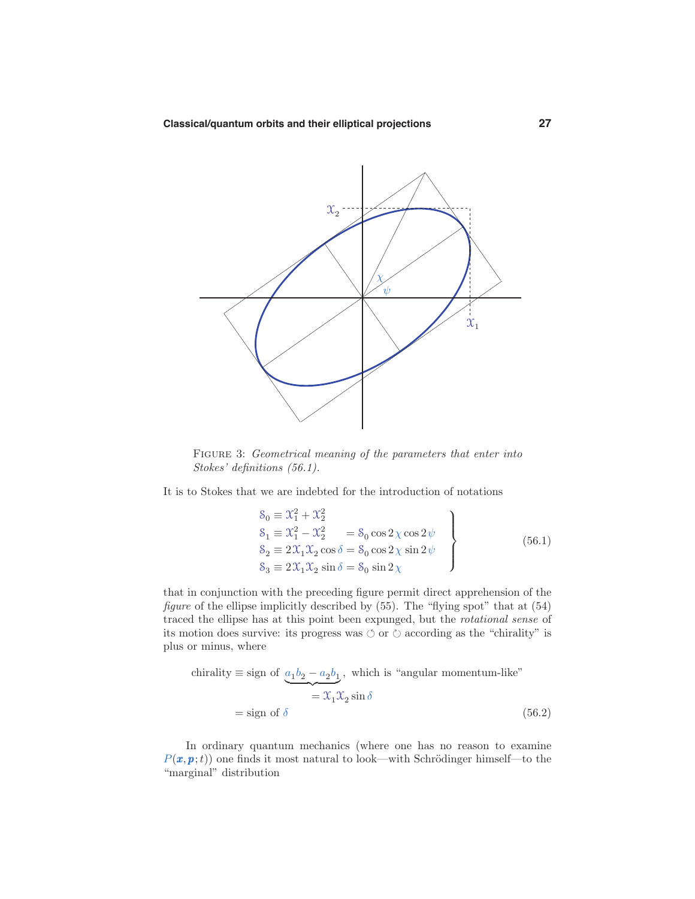FIGURE 3: *Geometrical meaning of the parameters that enter into Stokes' definitions (56.1).*

It is to Stokes that we are indebted for the introduction of notations

$$
\left.
\begin{aligned}
\mathcal{S}_0 &\equiv \mathcal{X}_1^2 + \mathcal{X}_2^2 \\
\mathcal{S}_1 &\equiv \mathcal{X}_1^2 - \mathcal{X}_2^2 &&= \mathcal{S}_0 \cos 2\chi \cos 2\psi \\
\mathcal{S}_2 &\equiv 2\mathcal{X}_1\mathcal{X}_2 \cos\delta &&= \mathcal{S}_0 \cos 2\chi \sin 2\psi \\
\mathcal{S}_3 &\equiv 2\mathcal{X}_1\mathcal{X}_2 \sin\delta &&= \mathcal{S}_0 \sin 2\chi
\end{aligned}
\right\} \tag{56.1}
$$

that in conjunction with the preceding figure permit direct apprehension of the *figure* of the ellipse implicitly described by (55). The "flying spot" that at (54) traced the ellipse has at this point been expunged, but the *rotational sense* of its motion does survive: its progress was ↻ or ↺ according as the "chirality" is plus or minus, where

$$
\begin{aligned}
\text{chirality} \equiv \text{sign of } &\underbrace{a_1 b_2 - a_2 b_1}, \text{ which is "angular momentum-like"} \\
&= \mathcal{X}_1\mathcal{X}_2 \sin\delta \\
= \text{sign of } \delta &
\end{aligned} \tag{56.2}
$$

In ordinary quantum mechanics (where one has no reason to examine $P(\boldsymbol{x}, \boldsymbol{p}; t)$) one finds it most natural to look—with Schrödinger himself—to the "marginal" distribution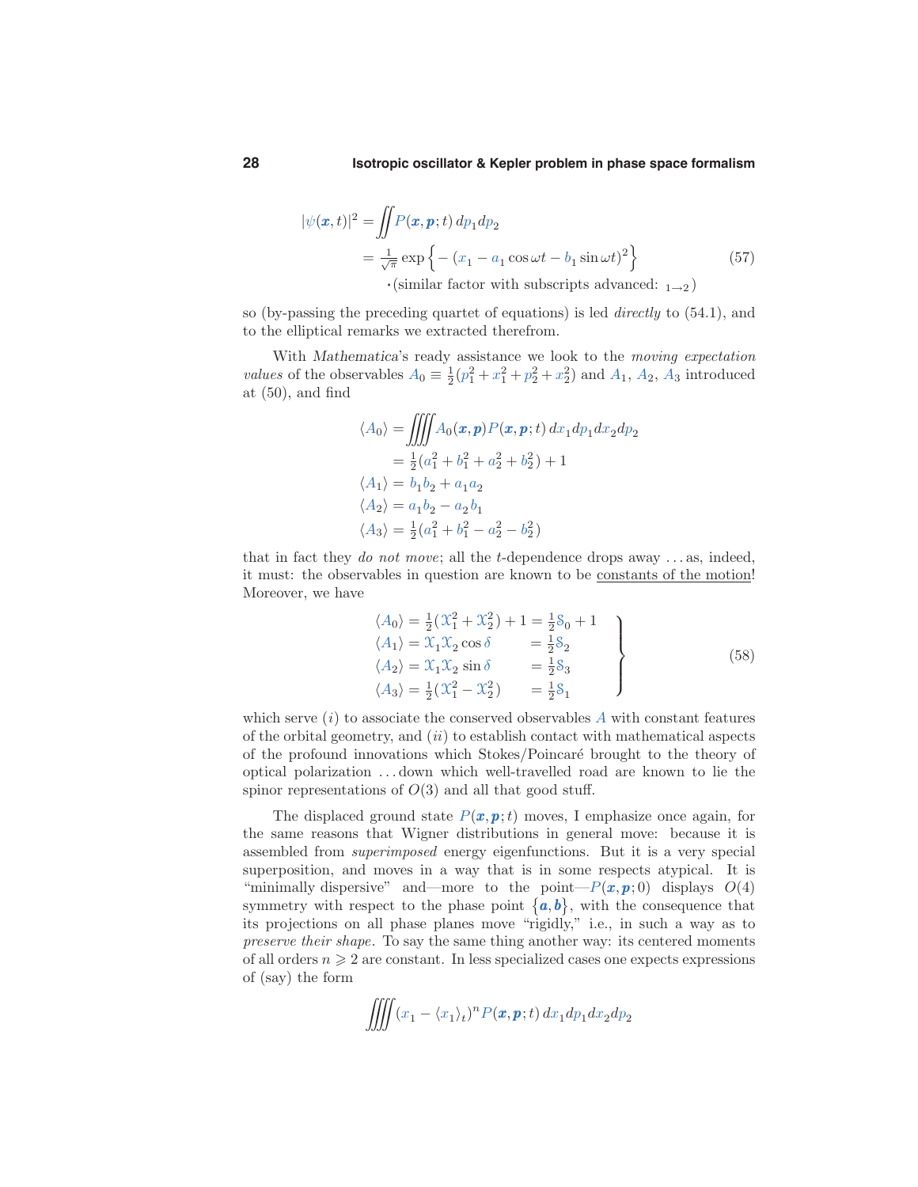$$
\begin{aligned}
|\psi(\boldsymbol{x},t)|^2 &= \iint P(\boldsymbol{x},\boldsymbol{p};t)\,dp_1dp_2 \\
&= \tfrac{1}{\sqrt{\pi}}\exp\Big\{-(x_1 - a_1\cos\omega t - b_1\sin\omega t)^2\Big\} \qquad (57)\\
&\quad\cdot(\text{similar factor with subscripts advanced: }{}_{1\to 2})
\end{aligned}
$$

so (by-passing the preceding quartet of equations) is led *directly* to (54.1), and to the elliptical remarks we extracted therefrom.

With *Mathematica*'s ready assistance we look to the *moving expectation values* of the observables $A_0 \equiv \frac{1}{2}(p_1^2 + x_1^2 + p_2^2 + x_2^2)$ and $A_1$, $A_2$, $A_3$ introduced at (50), and find

$$
\begin{aligned}
\langle A_0\rangle &= \iiiint A_0(\boldsymbol{x},\boldsymbol{p})P(\boldsymbol{x},\boldsymbol{p};t)\,dx_1dp_1dx_2dp_2 \\
&= \tfrac{1}{2}(a_1^2 + b_1^2 + a_2^2 + b_2^2) + 1 \\
\langle A_1\rangle &= b_1b_2 + a_1a_2 \\
\langle A_2\rangle &= a_1b_2 - a_2b_1 \\
\langle A_3\rangle &= \tfrac{1}{2}(a_1^2 + b_1^2 - a_2^2 - b_2^2)
\end{aligned}
$$

that in fact they *do not move*; all the $t$-dependence drops away ... as, indeed, it must: the observables in question are known to be <u>constants of the motion</u>! Moreover, we have

$$
\left.
\begin{aligned}
\langle A_0\rangle &= \tfrac{1}{2}(\mathcal{X}_1^2 + \mathcal{X}_2^2) + 1 = \tfrac{1}{2}\mathcal{S}_0 + 1 \\
\langle A_1\rangle &= \mathcal{X}_1\mathcal{X}_2\cos\delta \qquad\;\; = \tfrac{1}{2}\mathcal{S}_2 \\
\langle A_2\rangle &= \mathcal{X}_1\mathcal{X}_2\sin\delta \qquad\;\; = \tfrac{1}{2}\mathcal{S}_3 \\
\langle A_3\rangle &= \tfrac{1}{2}(\mathcal{X}_1^2 - \mathcal{X}_2^2) \qquad\; = \tfrac{1}{2}\mathcal{S}_1
\end{aligned}
\right\} \qquad (58)
$$

which serve $(i)$ to associate the conserved observables $A$ with constant features of the orbital geometry, and $(ii)$ to establish contact with mathematical aspects of the profound innovations which Stokes/Poincaré brought to the theory of optical polarization ... down which well-travelled road are known to lie the spinor representations of $O(3)$ and all that good stuff.

The displaced ground state $P(\boldsymbol{x},\boldsymbol{p};t)$ moves, I emphasize once again, for the same reasons that Wigner distributions in general move: because it is assembled from *superimposed* energy eigenfunctions. But it is a very special superposition, and moves in a way that is in some respects atypical. It is "minimally dispersive" and—more to the point—$P(\boldsymbol{x},\boldsymbol{p};0)$ displays $O(4)$ symmetry with respect to the phase point $\{\boldsymbol{a},\boldsymbol{b}\}$, with the consequence that its projections on all phase planes move "rigidly," i.e., in such a way as to *preserve their shape*. To say the same thing another way: its centered moments of all orders $n \geqslant 2$ are constant. In less specialized cases one expects expressions of (say) the form

$$
\iiiint (x_1 - \langle x_1\rangle_t)^n P(\boldsymbol{x},\boldsymbol{p};t)\,dx_1dp_1dx_2dp_2
$$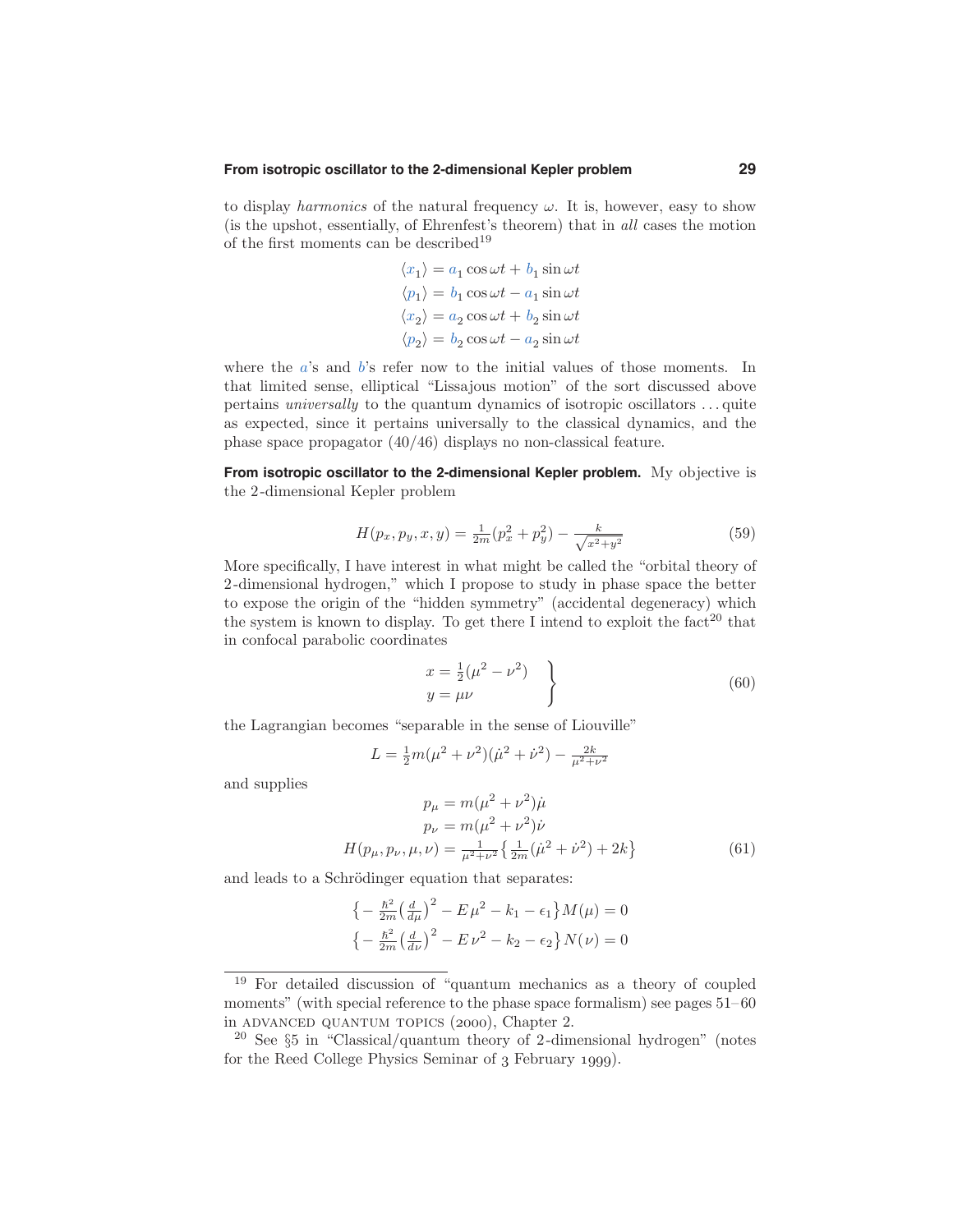to display *harmonics* of the natural frequency $\omega$. It is, however, easy to show (is the upshot, essentially, of Ehrenfest's theorem) that in *all* cases the motion of the first moments can be described[19]

$$
\begin{aligned}
\langle x_1 \rangle &= a_1 \cos \omega t + b_1 \sin \omega t \\
\langle p_1 \rangle &= b_1 \cos \omega t - a_1 \sin \omega t \\
\langle x_2 \rangle &= a_2 \cos \omega t + b_2 \sin \omega t \\
\langle p_2 \rangle &= b_2 \cos \omega t - a_2 \sin \omega t
\end{aligned}
$$

where the $a$'s and $b$'s refer now to the initial values of those moments. In that limited sense, elliptical "Lissajous motion" of the sort discussed above pertains *universally* to the quantum dynamics of isotropic oscillators ... quite as expected, since it pertains universally to the classical dynamics, and the phase space propagator (40/46) displays no non-classical feature.

**From isotropic oscillator to the 2-dimensional Kepler problem.** My objective is the 2-dimensional Kepler problem

$$
H(p_x, p_y, x, y) = \tfrac{1}{2m}(p_x^2 + p_y^2) - \tfrac{k}{\sqrt{x^2+y^2}} \tag{59}
$$

More specifically, I have interest in what might be called the "orbital theory of 2-dimensional hydrogen," which I propose to study in phase space the better to expose the origin of the "hidden symmetry" (accidental degeneracy) which the system is known to display. To get there I intend to exploit the fact[20] that in confocal parabolic coordinates

$$
\left.
\begin{aligned}
x &= \tfrac{1}{2}(\mu^2 - \nu^2) \\
y &= \mu\nu
\end{aligned}
\right\} \tag{60}
$$

the Lagrangian becomes "separable in the sense of Liouville"

$$
L = \tfrac{1}{2}m(\mu^2 + \nu^2)(\dot{\mu}^2 + \dot{\nu}^2) - \tfrac{2k}{\mu^2+\nu^2}
$$

and supplies

$$
\begin{aligned}
p_\mu &= m(\mu^2 + \nu^2)\dot{\mu} \\
p_\nu &= m(\mu^2 + \nu^2)\dot{\nu} \\
H(p_\mu, p_\nu, \mu, \nu) &= \tfrac{1}{\mu^2+\nu^2}\left\{\tfrac{1}{2m}(\dot{\mu}^2 + \dot{\nu}^2) + 2k\right\}
\end{aligned} \tag{61}
$$

and leads to a Schrödinger equation that separates:

$$
\begin{aligned}
\left\{-\tfrac{\hbar^2}{2m}\left(\tfrac{d}{d\mu}\right)^2 - E\,\mu^2 - k_1 - \epsilon_1\right\}M(\mu) &= 0 \\
\left\{-\tfrac{\hbar^2}{2m}\left(\tfrac{d}{d\nu}\right)^2 - E\,\nu^2 - k_2 - \epsilon_2\right\}N(\nu) &= 0
\end{aligned}
$$

---

[19] For detailed discussion of "quantum mechanics as a theory of coupled moments" (with special reference to the phase space formalism) see pages 51–60 in ADVANCED QUANTUM TOPICS (2000), Chapter 2.

[20] See §5 in "Classical/quantum theory of 2-dimensional hydrogen" (notes for the Reed College Physics Seminar of 3 February 1999).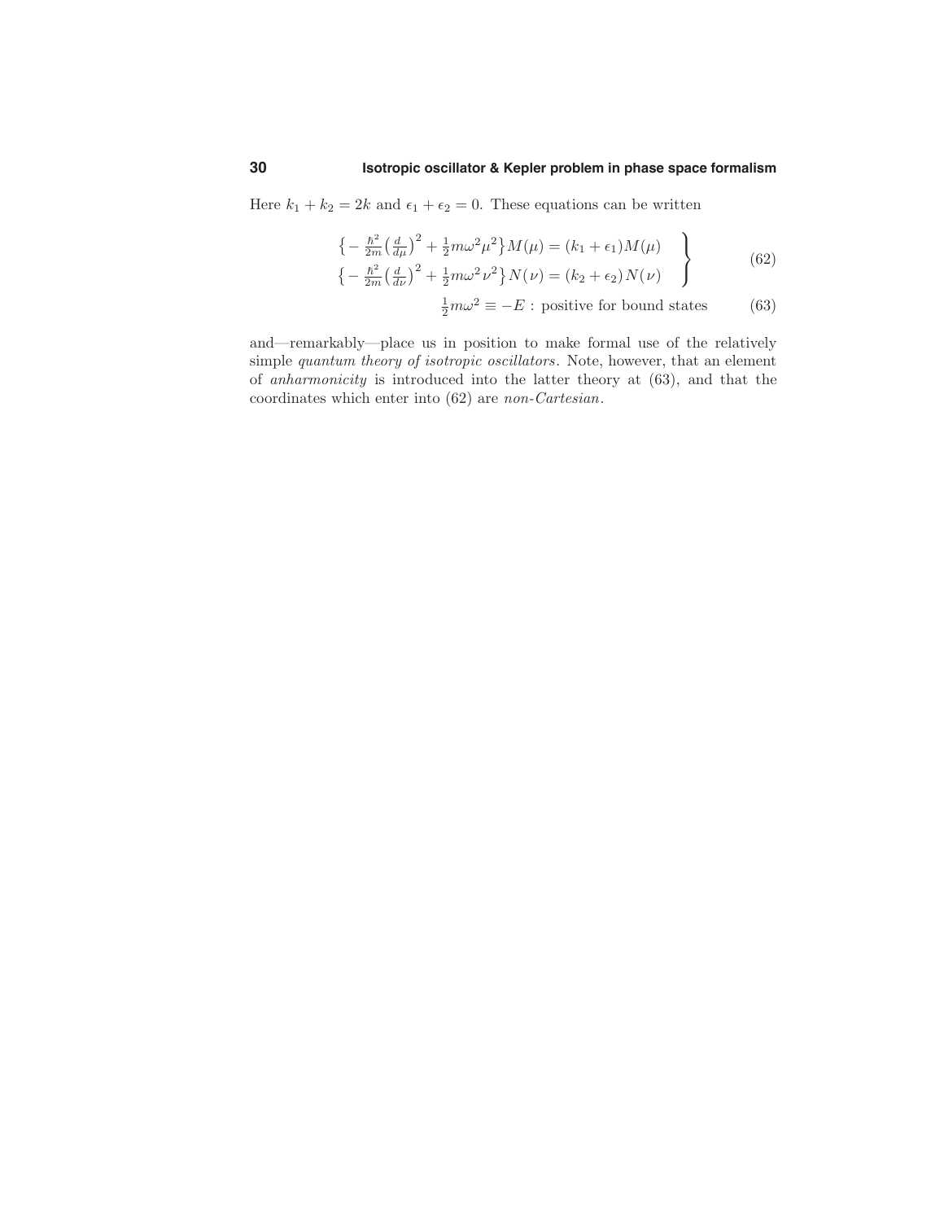Here $k_1 + k_2 = 2k$ and $\epsilon_1 + \epsilon_2 = 0$. These equations can be written

$$
\left.
\begin{aligned}
\left\{-\tfrac{\hbar^2}{2m}\left(\tfrac{d}{d\mu}\right)^2 + \tfrac{1}{2}m\omega^2\mu^2\right\}M(\mu) &= (k_1+\epsilon_1)M(\mu)\\
\left\{-\tfrac{\hbar^2}{2m}\left(\tfrac{d}{d\nu}\right)^2 + \tfrac{1}{2}m\omega^2\nu^2\right\}N(\nu) &= (k_2+\epsilon_2)N(\nu)
\end{aligned}
\right\}
\tag{62}
$$

$$
\tfrac{1}{2}m\omega^2 \equiv -E : \text{ positive for bound states} \tag{63}
$$

and—remarkably—place us in position to make formal use of the relatively simple *quantum theory of isotropic oscillators*. Note, however, that an element of *anharmonicity* is introduced into the latter theory at (63), and that the coordinates which enter into (62) are *non-Cartesian*.